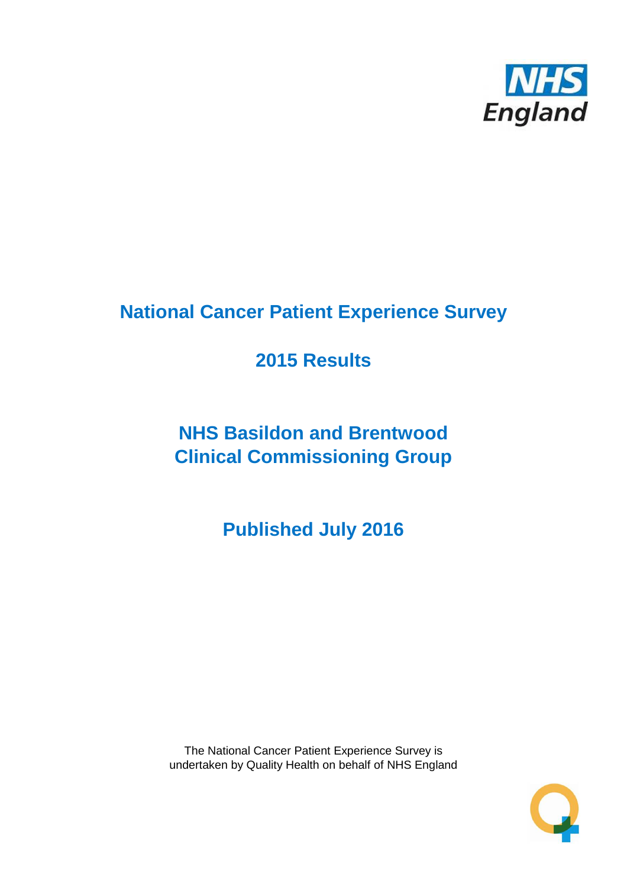# National Cancer Patient Experience Survey

## 2015 Results

## NHS Basildon and Brentwood Clinical Commissioning Group

## Published July 2016

The National Cancer Patient Experience Survey is undertaken by Quality Health on behalf of NHS England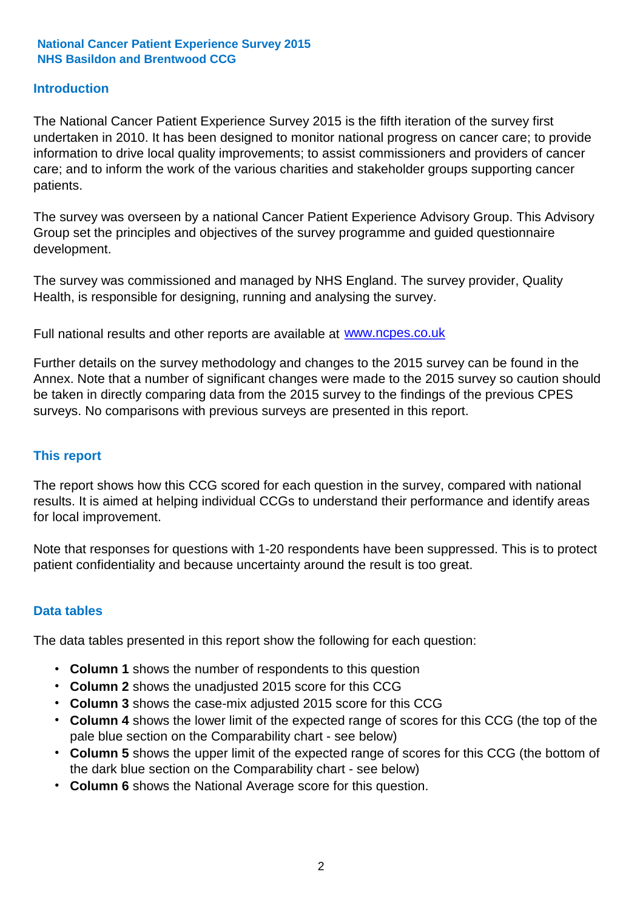**National Cancer Patient Experience Survey 2015**
**NHS Basildon and Brentwood CCG**

## Introduction

The National Cancer Patient Experience Survey 2015 is the fifth iteration of the survey first undertaken in 2010. It has been designed to monitor national progress on cancer care; to provide information to drive local quality improvements; to assist commissioners and providers of cancer care; and to inform the work of the various charities and stakeholder groups supporting cancer patients.

The survey was overseen by a national Cancer Patient Experience Advisory Group. This Advisory Group set the principles and objectives of the survey programme and guided questionnaire development.

The survey was commissioned and managed by NHS England. The survey provider, Quality Health, is responsible for designing, running and analysing the survey.

Full national results and other reports are available at [www.ncpes.co.uk](http://www.ncpes.co.uk)

Further details on the survey methodology and changes to the 2015 survey can be found in the Annex. Note that a number of significant changes were made to the 2015 survey so caution should be taken in directly comparing data from the 2015 survey to the findings of the previous CPES surveys. No comparisons with previous surveys are presented in this report.

## This report

The report shows how this CCG scored for each question in the survey, compared with national results. It is aimed at helping individual CCGs to understand their performance and identify areas for local improvement.

Note that responses for questions with 1-20 respondents have been suppressed. This is to protect patient confidentiality and because uncertainty around the result is too great.

## Data tables

The data tables presented in this report show the following for each question:

- **Column 1** shows the number of respondents to this question
- **Column 2** shows the unadjusted 2015 score for this CCG
- **Column 3** shows the case-mix adjusted 2015 score for this CCG
- **Column 4** shows the lower limit of the expected range of scores for this CCG (the top of the pale blue section on the Comparability chart - see below)
- **Column 5** shows the upper limit of the expected range of scores for this CCG (the bottom of the dark blue section on the Comparability chart - see below)
- **Column 6** shows the National Average score for this question.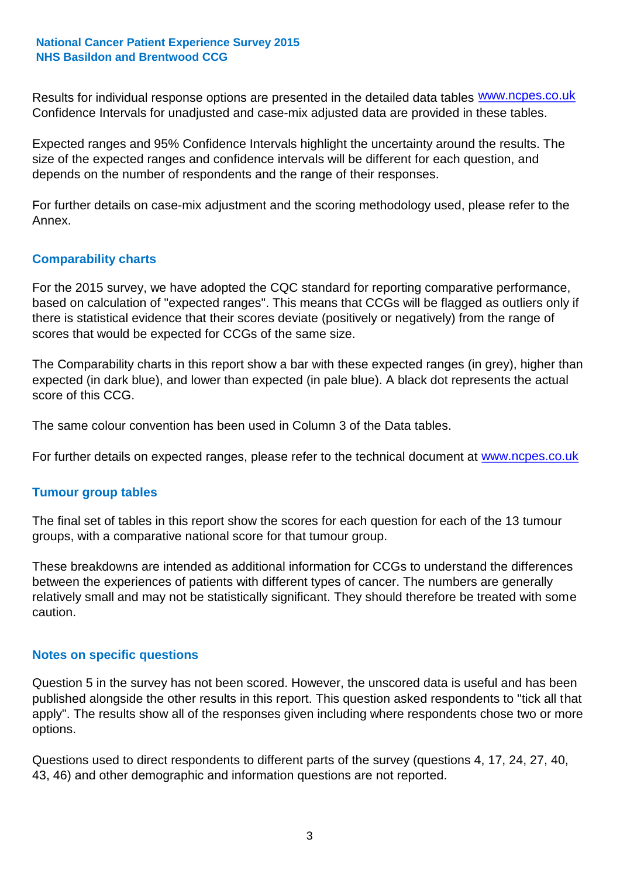Results for individual response options are presented in the detailed data tables www.ncpes.co.uk Confidence Intervals for unadjusted and case-mix adjusted data are provided in these tables.

Expected ranges and 95% Confidence Intervals highlight the uncertainty around the results. The size of the expected ranges and confidence intervals will be different for each question, and depends on the number of respondents and the range of their responses.

For further details on case-mix adjustment and the scoring methodology used, please refer to the Annex.

## Comparability charts

For the 2015 survey, we have adopted the CQC standard for reporting comparative performance, based on calculation of "expected ranges". This means that CCGs will be flagged as outliers only if there is statistical evidence that their scores deviate (positively or negatively) from the range of scores that would be expected for CCGs of the same size.

The Comparability charts in this report show a bar with these expected ranges (in grey), higher than expected (in dark blue), and lower than expected (in pale blue). A black dot represents the actual score of this CCG.

The same colour convention has been used in Column 3 of the Data tables.

For further details on expected ranges, please refer to the technical document at www.ncpes.co.uk

## Tumour group tables

The final set of tables in this report show the scores for each question for each of the 13 tumour groups, with a comparative national score for that tumour group.

These breakdowns are intended as additional information for CCGs to understand the differences between the experiences of patients with different types of cancer. The numbers are generally relatively small and may not be statistically significant. They should therefore be treated with some caution.

## Notes on specific questions

Question 5 in the survey has not been scored. However, the unscored data is useful and has been published alongside the other results in this report. This question asked respondents to "tick all that apply". The results show all of the responses given including where respondents chose two or more options.

Questions used to direct respondents to different parts of the survey (questions 4, 17, 24, 27, 40, 43, 46) and other demographic and information questions are not reported.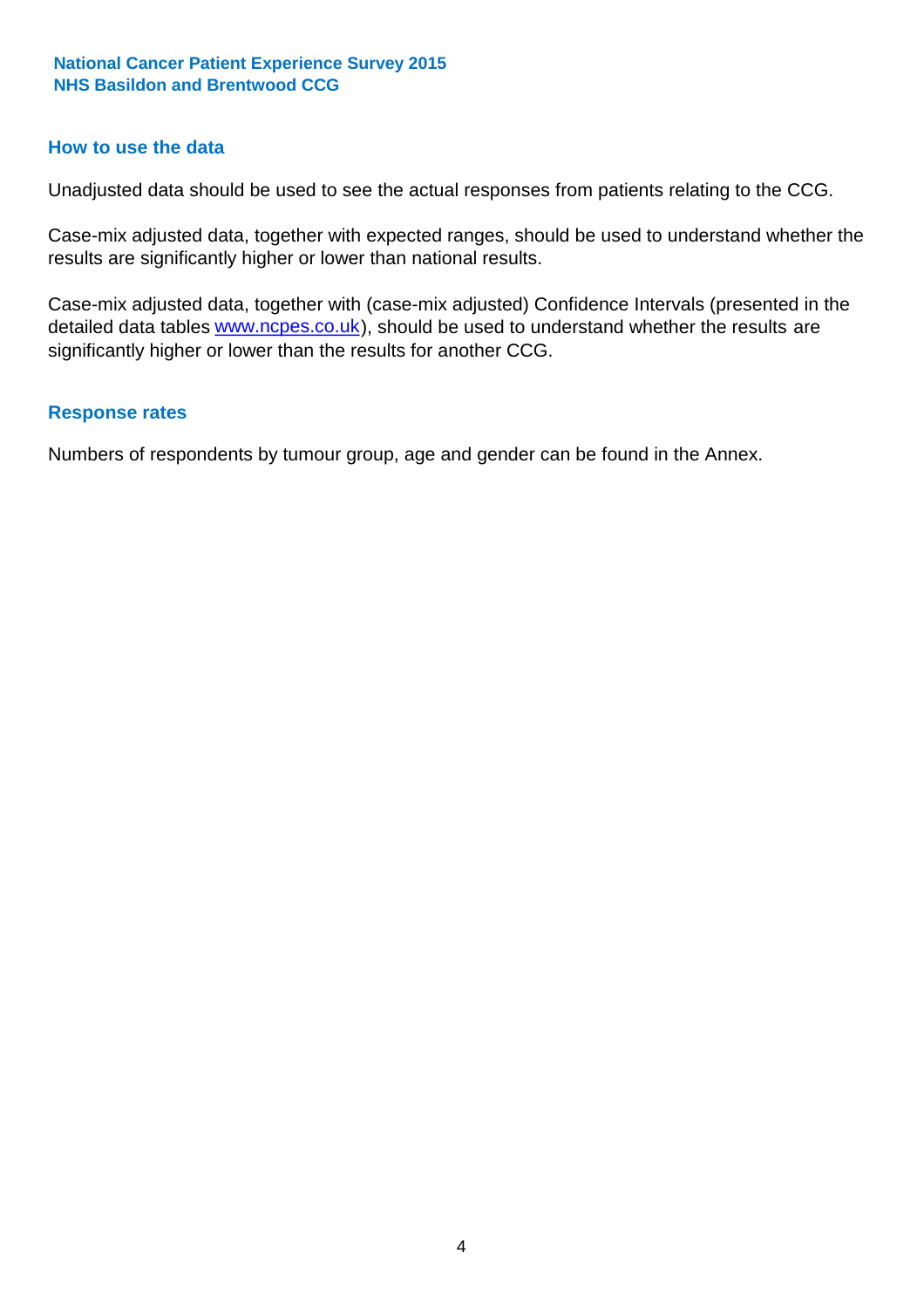## How to use the data

Unadjusted data should be used to see the actual responses from patients relating to the CCG.

Case-mix adjusted data, together with expected ranges, should be used to understand whether the results are significantly higher or lower than national results.

Case-mix adjusted data, together with (case-mix adjusted) Confidence Intervals (presented in the detailed data tables www.ncpes.co.uk), should be used to understand whether the results are significantly higher or lower than the results for another CCG.

## Response rates

Numbers of respondents by tumour group, age and gender can be found in the Annex.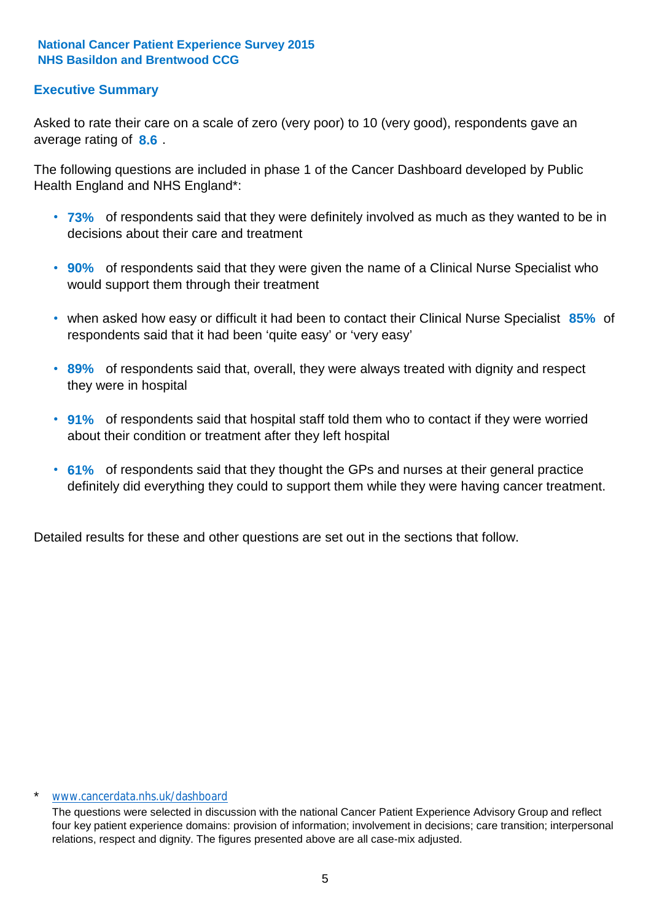**National Cancer Patient Experience Survey 2015**
**NHS Basildon and Brentwood CCG**

## Executive Summary

Asked to rate their care on a scale of zero (very poor) to 10 (very good), respondents gave an average rating of **8.6** .

The following questions are included in phase 1 of the Cancer Dashboard developed by Public Health England and NHS England*:

- **73%** of respondents said that they were definitely involved as much as they wanted to be in decisions about their care and treatment
- **90%** of respondents said that they were given the name of a Clinical Nurse Specialist who would support them through their treatment
- when asked how easy or difficult it had been to contact their Clinical Nurse Specialist **85%** of respondents said that it had been 'quite easy' or 'very easy'
- **89%** of respondents said that, overall, they were always treated with dignity and respect they were in hospital
- **91%** of respondents said that hospital staff told them who to contact if they were worried about their condition or treatment after they left hospital
- **61%** of respondents said that they thought the GPs and nurses at their general practice definitely did everything they could to support them while they were having cancer treatment.

Detailed results for these and other questions are set out in the sections that follow.

\* www.cancerdata.nhs.uk/dashboard

The questions were selected in discussion with the national Cancer Patient Experience Advisory Group and reflect four key patient experience domains: provision of information; involvement in decisions; care transition; interpersonal relations, respect and dignity. The figures presented above are all case-mix adjusted.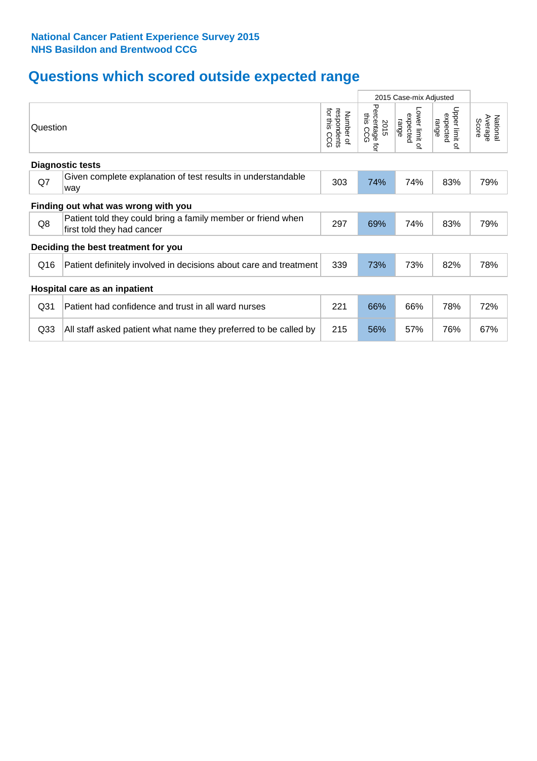**National Cancer Patient Experience Survey 2015**
**NHS Basildon and Brentwood CCG**

# Questions which scored outside expected range

| Question | | Number of respondents for this CCG | 2015 Case-mix Adjusted | | | National Average Score |
|---|---|---|---|---|---|---|
| | | | 2015 Percentage for this CCG | Lower limit of expected range | Upper limit of expected range | |
| **Diagnostic tests** | | | | | | |
| Q7 | Given complete explanation of test results in understandable way | 303 | 74% | 74% | 83% | 79% |
| **Finding out what was wrong with you** | | | | | | |
| Q8 | Patient told they could bring a family member or friend when first told they had cancer | 297 | 69% | 74% | 83% | 79% |
| **Deciding the best treatment for you** | | | | | | |
| Q16 | Patient definitely involved in decisions about care and treatment | 339 | 73% | 73% | 82% | 78% |
| **Hospital care as an inpatient** | | | | | | |
| Q31 | Patient had confidence and trust in all ward nurses | 221 | 66% | 66% | 78% | 72% |
| Q33 | All staff asked patient what name they preferred to be called by | 215 | 56% | 57% | 76% | 67% |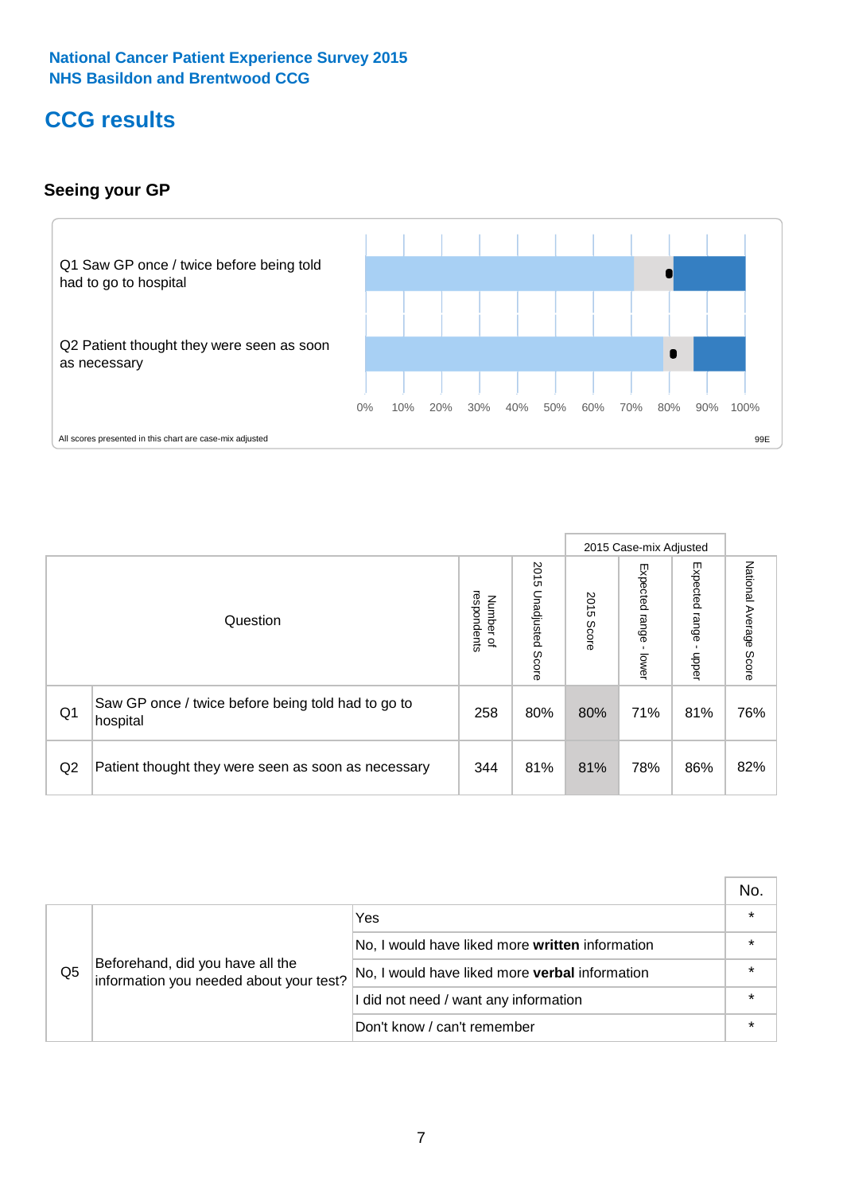National Cancer Patient Experience Survey 2015
NHS Basildon and Brentwood CCG

# CCG results

## Seeing your GP

Q1 Saw GP once / twice before being told had to go to hospital

Q2 Patient thought they were seen as soon as necessary

0% 10% 20% 30% 40% 50% 60% 70% 80% 90% 100%

All scores presented in this chart are case-mix adjusted

99E

| | Question | Number of respondents | 2015 Unadjusted Score | 2015 Case-mix Adjusted: 2015 Score | 2015 Case-mix Adjusted: Expected range - lower | 2015 Case-mix Adjusted: Expected range - upper | National Average Score |
|---|---|---|---|---|---|---|---|
| Q1 | Saw GP once / twice before being told had to go to hospital | 258 | 80% | 80% | 71% | 81% | 76% |
| Q2 | Patient thought they were seen as soon as necessary | 344 | 81% | 81% | 78% | 86% | 82% |

| | | | No. |
|---|---|---|---|
| Q5 | Beforehand, did you have all the information you needed about your test? | Yes | * |
| | | No, I would have liked more **written** information | * |
| | | No, I would have liked more **verbal** information | * |
| | | I did not need / want any information | * |
| | | Don't know / can't remember | * |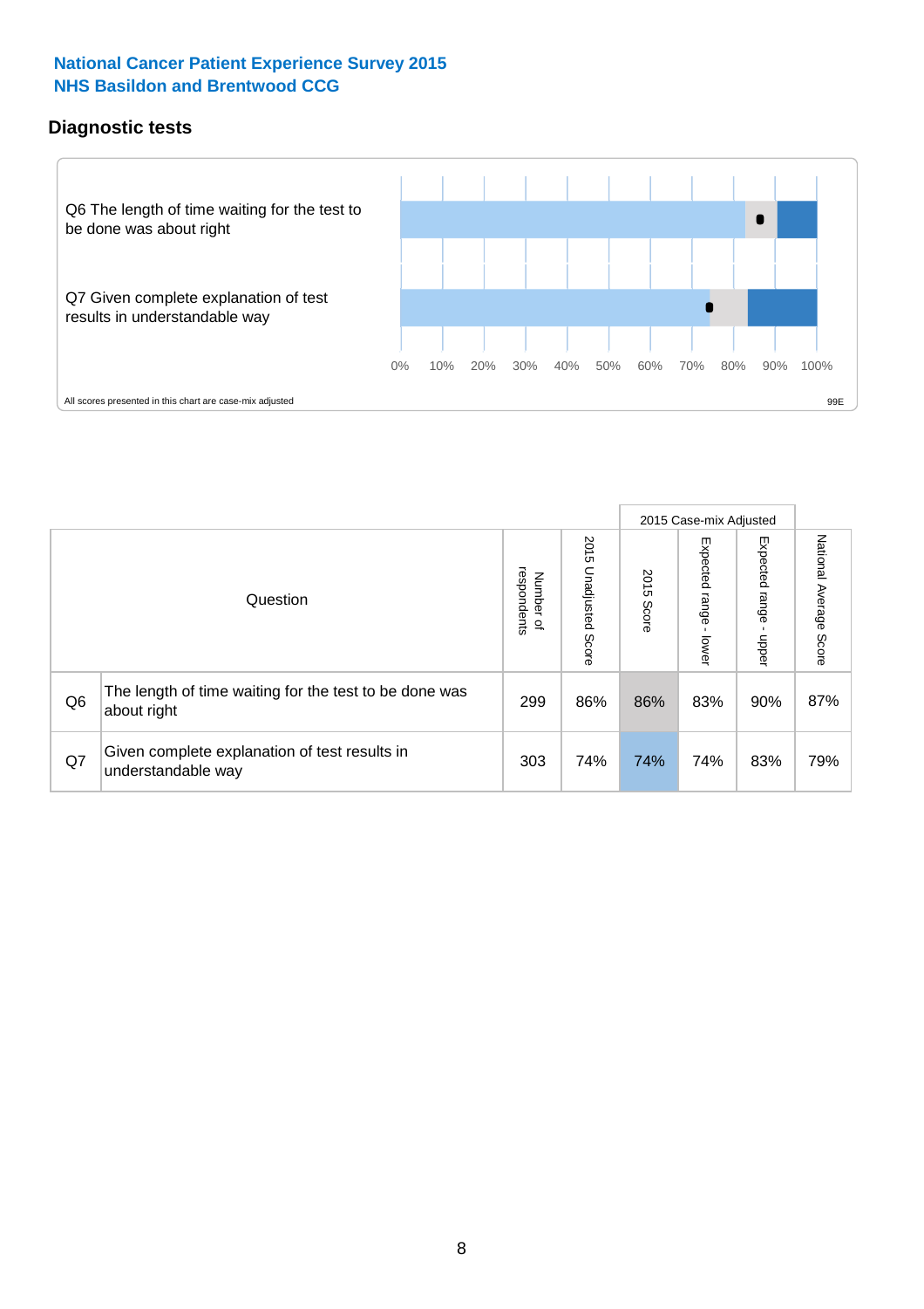# National Cancer Patient Experience Survey 2015
## NHS Basildon and Brentwood CCG

### Diagnostic tests

Q6 The length of time waiting for the test to be done was about right

Q7 Given complete explanation of test results in understandable way

0% 10% 20% 30% 40% 50% 60% 70% 80% 90% 100%

All scores presented in this chart are case-mix adjusted

99E

| Question | | Number of respondents | 2015 Unadjusted Score | 2015 Case-mix Adjusted: 2015 Score | 2015 Case-mix Adjusted: Expected range - lower | 2015 Case-mix Adjusted: Expected range - upper | National Average Score |
|---|---|---|---|---|---|---|---|
| Q6 | The length of time waiting for the test to be done was about right | 299 | 86% | 86% | 83% | 90% | 87% |
| Q7 | Given complete explanation of test results in understandable way | 303 | 74% | 74% | 74% | 83% | 79% |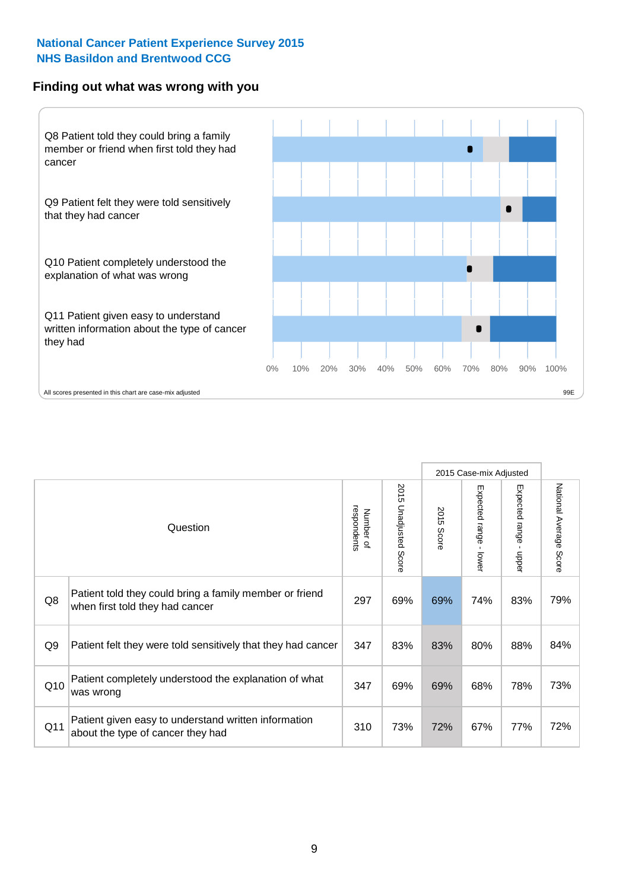**National Cancer Patient Experience Survey 2015**
**NHS Basildon and Brentwood CCG**

## Finding out what was wrong with you

Q8 Patient told they could bring a family member or friend when first told they had cancer

Q9 Patient felt they were told sensitively that they had cancer

Q10 Patient completely understood the explanation of what was wrong

Q11 Patient given easy to understand written information about the type of cancer they had

0% 10% 20% 30% 40% 50% 60% 70% 80% 90% 100%

All scores presented in this chart are case-mix adjusted

99E

| | Question | Number of respondents | 2015 Unadjusted Score | 2015 Case-mix Adjusted: 2015 Score | 2015 Case-mix Adjusted: Expected range - lower | 2015 Case-mix Adjusted: Expected range - upper | National Average Score |
|---|---|---|---|---|---|---|---|
| Q8 | Patient told they could bring a family member or friend when first told they had cancer | 297 | 69% | 69% | 74% | 83% | 79% |
| Q9 | Patient felt they were told sensitively that they had cancer | 347 | 83% | 83% | 80% | 88% | 84% |
| Q10 | Patient completely understood the explanation of what was wrong | 347 | 69% | 69% | 68% | 78% | 73% |
| Q11 | Patient given easy to understand written information about the type of cancer they had | 310 | 73% | 72% | 67% | 77% | 72% |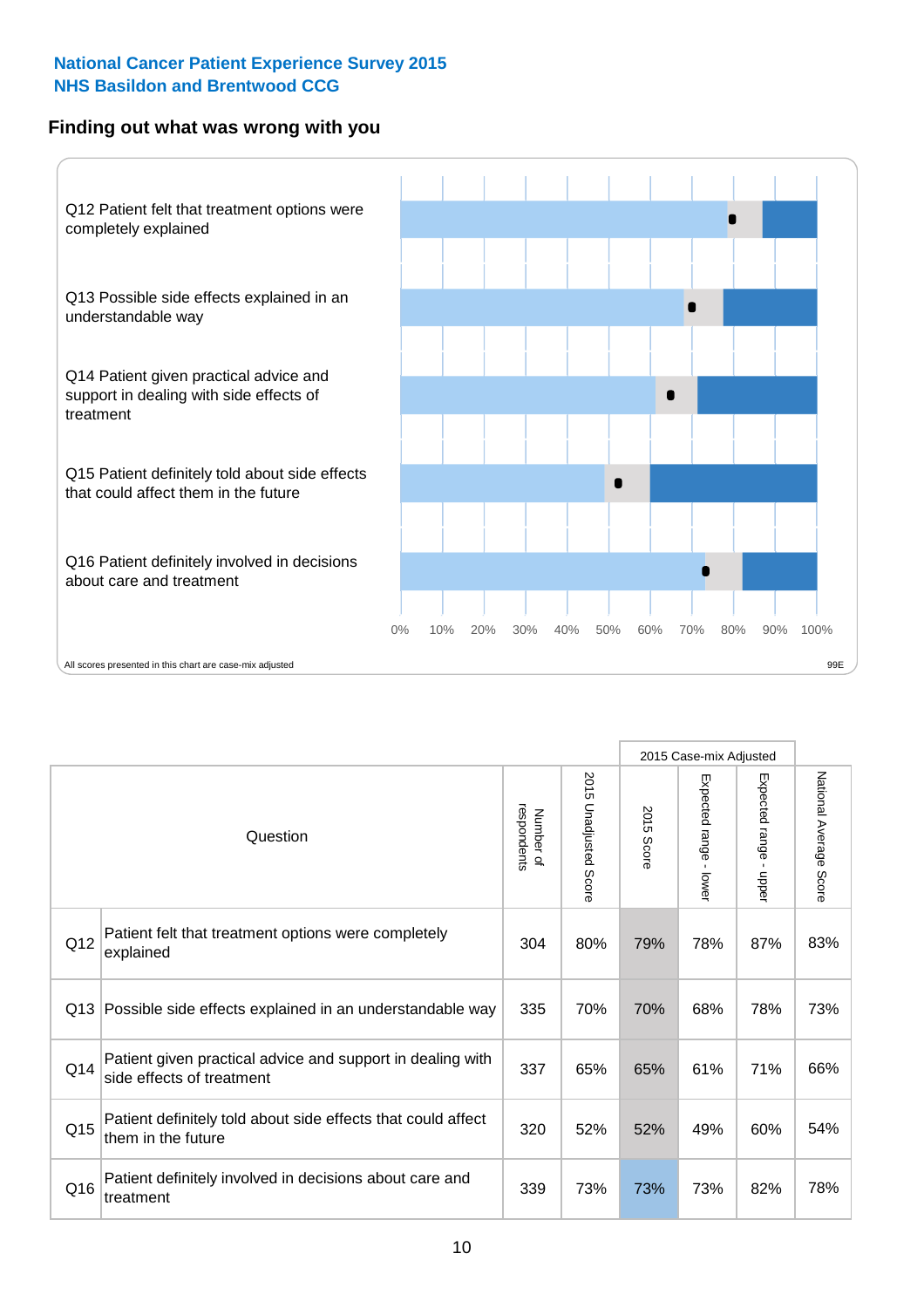**National Cancer Patient Experience Survey 2015**
**NHS Basildon and Brentwood CCG**

## Finding out what was wrong with you

Q12 Patient felt that treatment options were completely explained

Q13 Possible side effects explained in an understandable way

Q14 Patient given practical advice and support in dealing with side effects of treatment

Q15 Patient definitely told about side effects that could affect them in the future

Q16 Patient definitely involved in decisions about care and treatment

0% 10% 20% 30% 40% 50% 60% 70% 80% 90% 100%

All scores presented in this chart are case-mix adjusted

99E

| Question | | Number of respondents | 2015 Unadjusted Score | 2015 Case-mix Adjusted | | | National Average Score |
|---|---|---|---|---|---|---|---|
| | | | | 2015 Score | Expected range - lower | Expected range - upper | |
| Q12 | Patient felt that treatment options were completely explained | 304 | 80% | 79% | 78% | 87% | 83% |
| Q13 | Possible side effects explained in an understandable way | 335 | 70% | 70% | 68% | 78% | 73% |
| Q14 | Patient given practical advice and support in dealing with side effects of treatment | 337 | 65% | 65% | 61% | 71% | 66% |
| Q15 | Patient definitely told about side effects that could affect them in the future | 320 | 52% | 52% | 49% | 60% | 54% |
| Q16 | Patient definitely involved in decisions about care and treatment | 339 | 73% | 73% | 73% | 82% | 78% |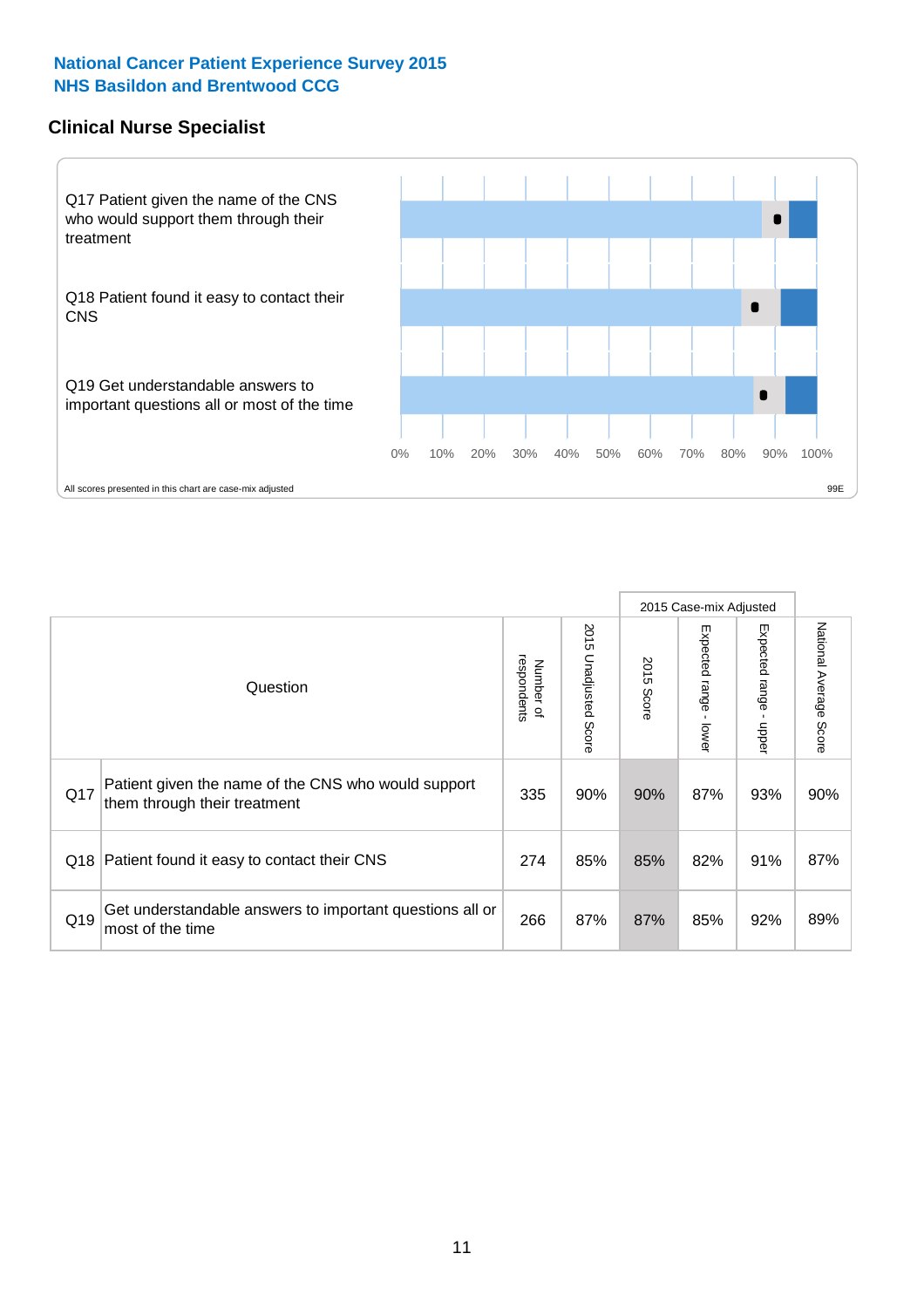**National Cancer Patient Experience Survey 2015**
**NHS Basildon and Brentwood CCG**

## Clinical Nurse Specialist

Q17 Patient given the name of the CNS who would support them through their treatment

Q18 Patient found it easy to contact their CNS

Q19 Get understandable answers to important questions all or most of the time

0% 10% 20% 30% 40% 50% 60% 70% 80% 90% 100%

All scores presented in this chart are case-mix adjusted

99E

| | Question | Number of respondents | 2015 Unadjusted Score | 2015 Case-mix Adjusted | | | National Average Score |
|---|---|---|---|---|---|---|---|
| | | | | 2015 Score | Expected range - lower | Expected range - upper | |
| Q17 | Patient given the name of the CNS who would support them through their treatment | 335 | 90% | 90% | 87% | 93% | 90% |
| Q18 | Patient found it easy to contact their CNS | 274 | 85% | 85% | 82% | 91% | 87% |
| Q19 | Get understandable answers to important questions all or most of the time | 266 | 87% | 87% | 85% | 92% | 89% |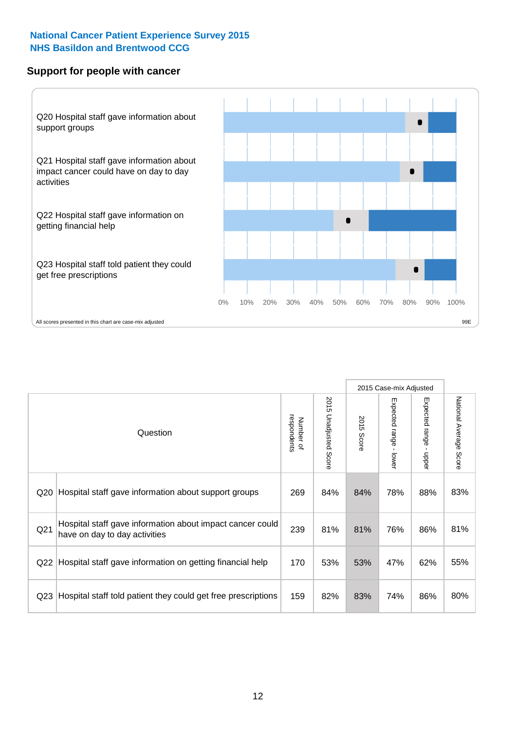National Cancer Patient Experience Survey 2015
NHS Basildon and Brentwood CCG

## Support for people with cancer

Q20 Hospital staff gave information about support groups

Q21 Hospital staff gave information about impact cancer could have on day to day activities

Q22 Hospital staff gave information on getting financial help

Q23 Hospital staff told patient they could get free prescriptions

0% 10% 20% 30% 40% 50% 60% 70% 80% 90% 100%

All scores presented in this chart are case-mix adjusted

99E

| | Question | Number of respondents | 2015 Unadjusted Score | 2015 Case-mix Adjusted | | | National Average Score |
|---|---|---|---|---|---|---|---|
| | | | | 2015 Score | Expected range - lower | Expected range - upper | |
| Q20 | Hospital staff gave information about support groups | 269 | 84% | 84% | 78% | 88% | 83% |
| Q21 | Hospital staff gave information about impact cancer could have on day to day activities | 239 | 81% | 81% | 76% | 86% | 81% |
| Q22 | Hospital staff gave information on getting financial help | 170 | 53% | 53% | 47% | 62% | 55% |
| Q23 | Hospital staff told patient they could get free prescriptions | 159 | 82% | 83% | 74% | 86% | 80% |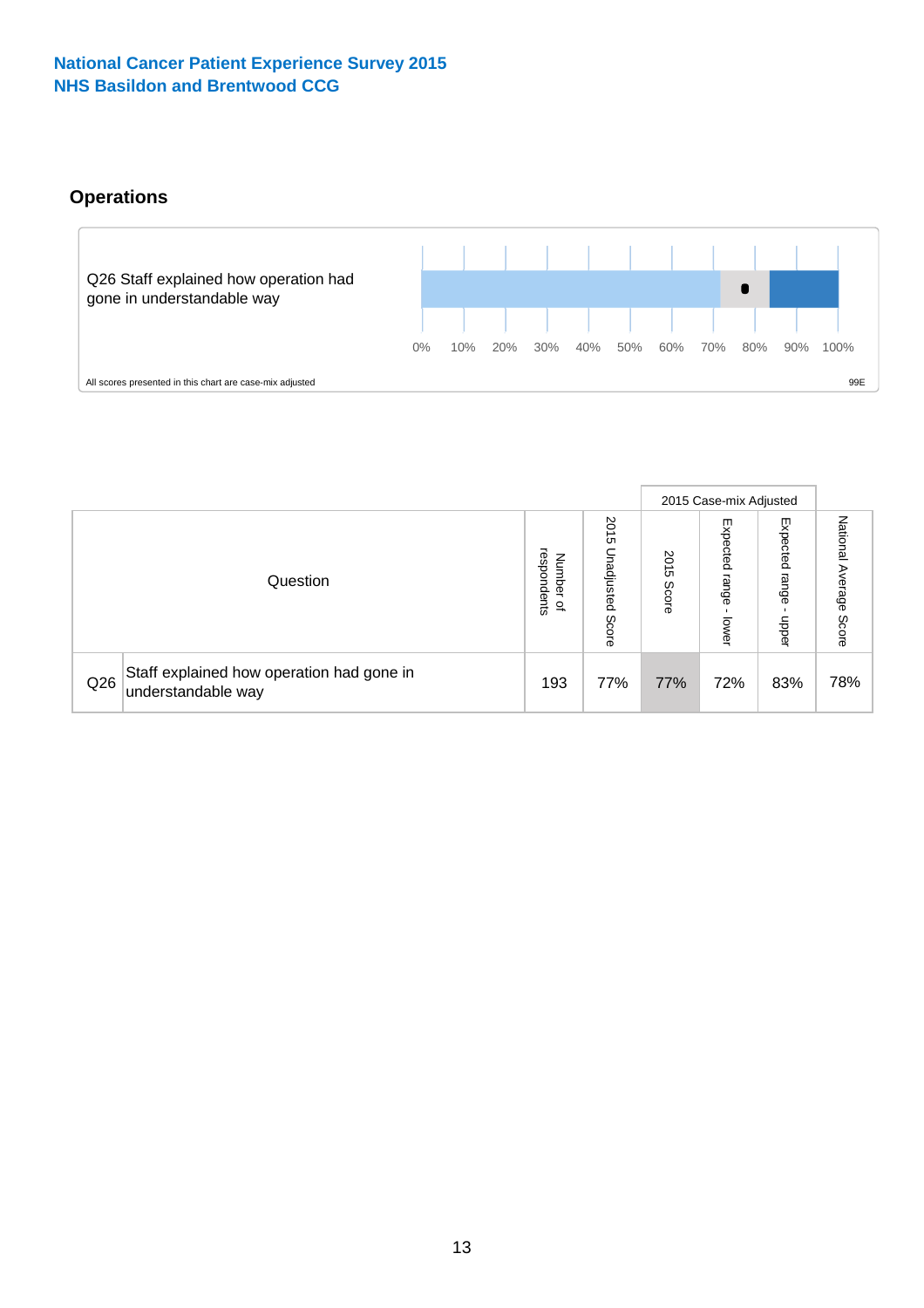**National Cancer Patient Experience Survey 2015**
**NHS Basildon and Brentwood CCG**

## Operations

Q26 Staff explained how operation had gone in understandable way

0% 10% 20% 30% 40% 50% 60% 70% 80% 90% 100%

All scores presented in this chart are case-mix adjusted

99E

| Question | | Number of respondents | 2015 Unadjusted Score | 2015 Case-mix Adjusted | | | National Average Score |
|---|---|---|---|---|---|---|---|
| | | | | 2015 Score | Expected range - lower | Expected range - upper | |
| Q26 | Staff explained how operation had gone in understandable way | 193 | 77% | 77% | 72% | 83% | 78% |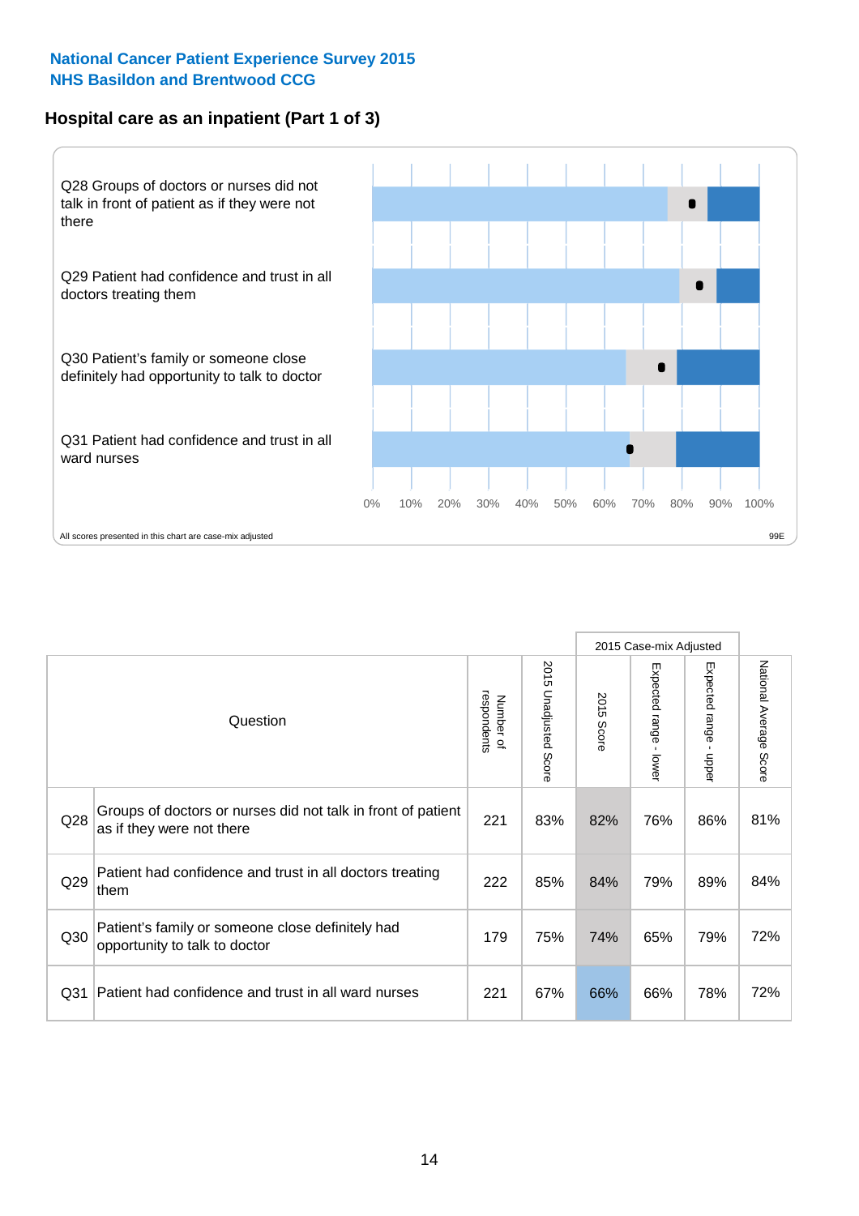**National Cancer Patient Experience Survey 2015**
**NHS Basildon and Brentwood CCG**

## Hospital care as an inpatient (Part 1 of 3)

Q28 Groups of doctors or nurses did not talk in front of patient as if they were not there

Q29 Patient had confidence and trust in all doctors treating them

Q30 Patient's family or someone close definitely had opportunity to talk to doctor

Q31 Patient had confidence and trust in all ward nurses

0% 10% 20% 30% 40% 50% 60% 70% 80% 90% 100%

All scores presented in this chart are case-mix adjusted

99E

| | Question | Number of respondents | 2015 Unadjusted Score | 2015 Case-mix Adjusted: 2015 Score | 2015 Case-mix Adjusted: Expected range - lower | 2015 Case-mix Adjusted: Expected range - upper | National Average Score |
|---|---|---|---|---|---|---|---|
| Q28 | Groups of doctors or nurses did not talk in front of patient as if they were not there | 221 | 83% | 82% | 76% | 86% | 81% |
| Q29 | Patient had confidence and trust in all doctors treating them | 222 | 85% | 84% | 79% | 89% | 84% |
| Q30 | Patient's family or someone close definitely had opportunity to talk to doctor | 179 | 75% | 74% | 65% | 79% | 72% |
| Q31 | Patient had confidence and trust in all ward nurses | 221 | 67% | 66% | 66% | 78% | 72% |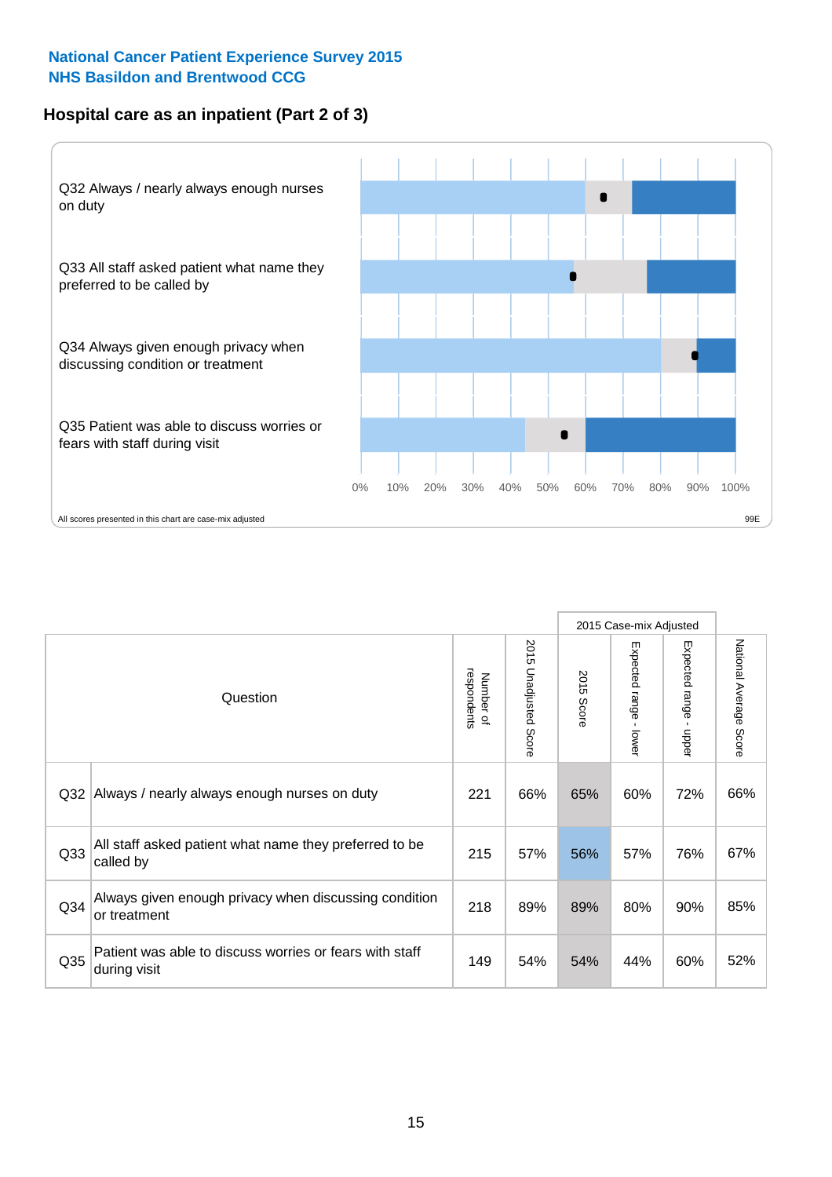National Cancer Patient Experience Survey 2015
NHS Basildon and Brentwood CCG

## Hospital care as an inpatient (Part 2 of 3)

Q32 Always / nearly always enough nurses on duty

Q33 All staff asked patient what name they preferred to be called by

Q34 Always given enough privacy when discussing condition or treatment

Q35 Patient was able to discuss worries or fears with staff during visit

0% 10% 20% 30% 40% 50% 60% 70% 80% 90% 100%

All scores presented in this chart are case-mix adjusted

99E

| | Question | Number of respondents | 2015 Unadjusted Score | 2015 Case-mix Adjusted | | | National Average Score |
|---|---|---|---|---|---|---|---|
| | | | | 2015 Score | Expected range - lower | Expected range - upper | |
| Q32 | Always / nearly always enough nurses on duty | 221 | 66% | 65% | 60% | 72% | 66% |
| Q33 | All staff asked patient what name they preferred to be called by | 215 | 57% | 56% | 57% | 76% | 67% |
| Q34 | Always given enough privacy when discussing condition or treatment | 218 | 89% | 89% | 80% | 90% | 85% |
| Q35 | Patient was able to discuss worries or fears with staff during visit | 149 | 54% | 54% | 44% | 60% | 52% |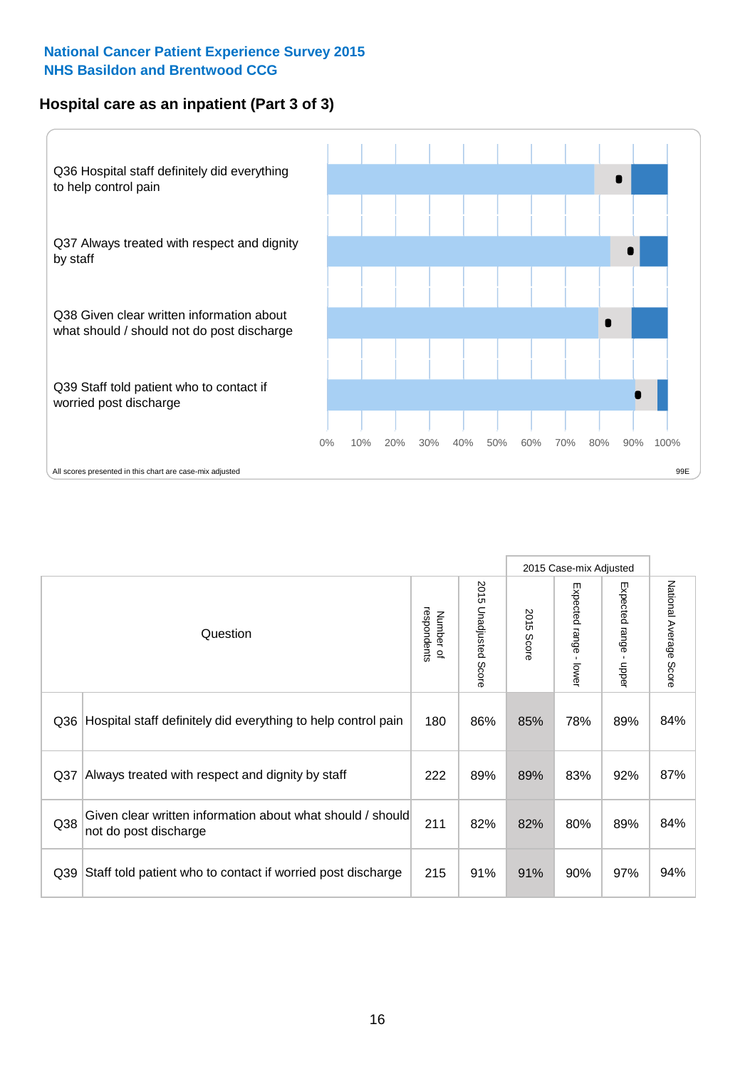**National Cancer Patient Experience Survey 2015**
**NHS Basildon and Brentwood CCG**

## Hospital care as an inpatient (Part 3 of 3)

Q36 Hospital staff definitely did everything to help control pain

Q37 Always treated with respect and dignity by staff

Q38 Given clear written information about what should / should not do post discharge

Q39 Staff told patient who to contact if worried post discharge

0% 10% 20% 30% 40% 50% 60% 70% 80% 90% 100%

All scores presented in this chart are case-mix adjusted

99E

| | Question | Number of respondents | 2015 Unadjusted Score | 2015 Case-mix Adjusted | | | National Average Score |
|---|---|---|---|---|---|---|---|
| | | | | 2015 Score | Expected range - lower | Expected range - upper | |
| Q36 | Hospital staff definitely did everything to help control pain | 180 | 86% | 85% | 78% | 89% | 84% |
| Q37 | Always treated with respect and dignity by staff | 222 | 89% | 89% | 83% | 92% | 87% |
| Q38 | Given clear written information about what should / should not do post discharge | 211 | 82% | 82% | 80% | 89% | 84% |
| Q39 | Staff told patient who to contact if worried post discharge | 215 | 91% | 91% | 90% | 97% | 94% |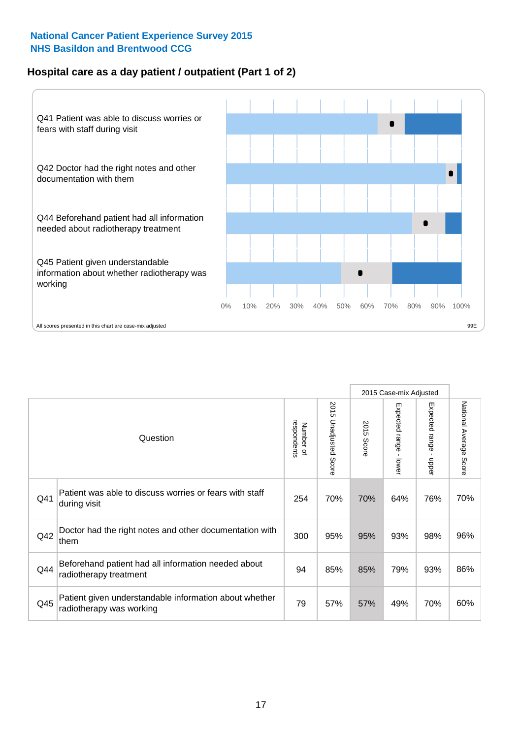National Cancer Patient Experience Survey 2015
NHS Basildon and Brentwood CCG

## Hospital care as a day patient / outpatient (Part 1 of 2)

Q41 Patient was able to discuss worries or fears with staff during visit

Q42 Doctor had the right notes and other documentation with them

Q44 Beforehand patient had all information needed about radiotherapy treatment

Q45 Patient given understandable information about whether radiotherapy was working

0% 10% 20% 30% 40% 50% 60% 70% 80% 90% 100%

All scores presented in this chart are case-mix adjusted

99E

| Question | | Number of respondents | 2015 Unadjusted Score | 2015 Case-mix Adjusted: 2015 Score | 2015 Case-mix Adjusted: Expected range - lower | 2015 Case-mix Adjusted: Expected range - upper | National Average Score |
|---|---|---|---|---|---|---|---|
| Q41 | Patient was able to discuss worries or fears with staff during visit | 254 | 70% | 70% | 64% | 76% | 70% |
| Q42 | Doctor had the right notes and other documentation with them | 300 | 95% | 95% | 93% | 98% | 96% |
| Q44 | Beforehand patient had all information needed about radiotherapy treatment | 94 | 85% | 85% | 79% | 93% | 86% |
| Q45 | Patient given understandable information about whether radiotherapy was working | 79 | 57% | 57% | 49% | 70% | 60% |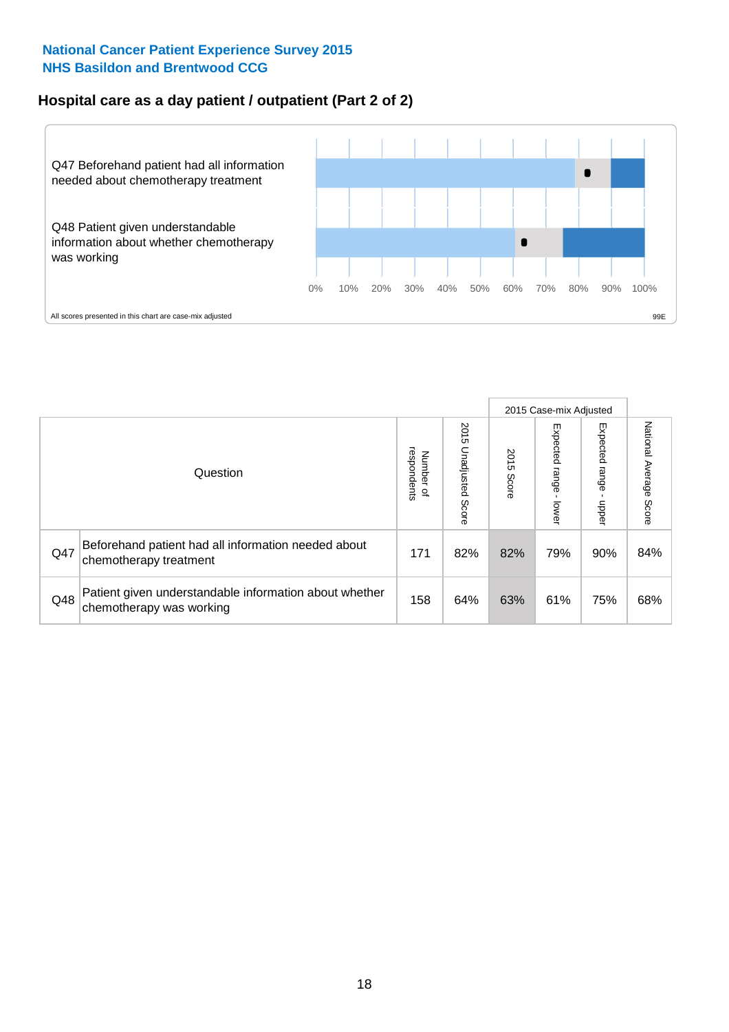**National Cancer Patient Experience Survey 2015**
**NHS Basildon and Brentwood CCG**

## Hospital care as a day patient / outpatient (Part 2 of 2)

Q47 Beforehand patient had all information needed about chemotherapy treatment

Q48 Patient given understandable information about whether chemotherapy was working

0% 10% 20% 30% 40% 50% 60% 70% 80% 90% 100%

All scores presented in this chart are case-mix adjusted

99E

| Question | | Number of respondents | 2015 Unadjusted Score | 2015 Case-mix Adjusted: 2015 Score | 2015 Case-mix Adjusted: Expected range - lower | 2015 Case-mix Adjusted: Expected range - upper | National Average Score |
|---|---|---|---|---|---|---|---|
| Q47 | Beforehand patient had all information needed about chemotherapy treatment | 171 | 82% | 82% | 79% | 90% | 84% |
| Q48 | Patient given understandable information about whether chemotherapy was working | 158 | 64% | 63% | 61% | 75% | 68% |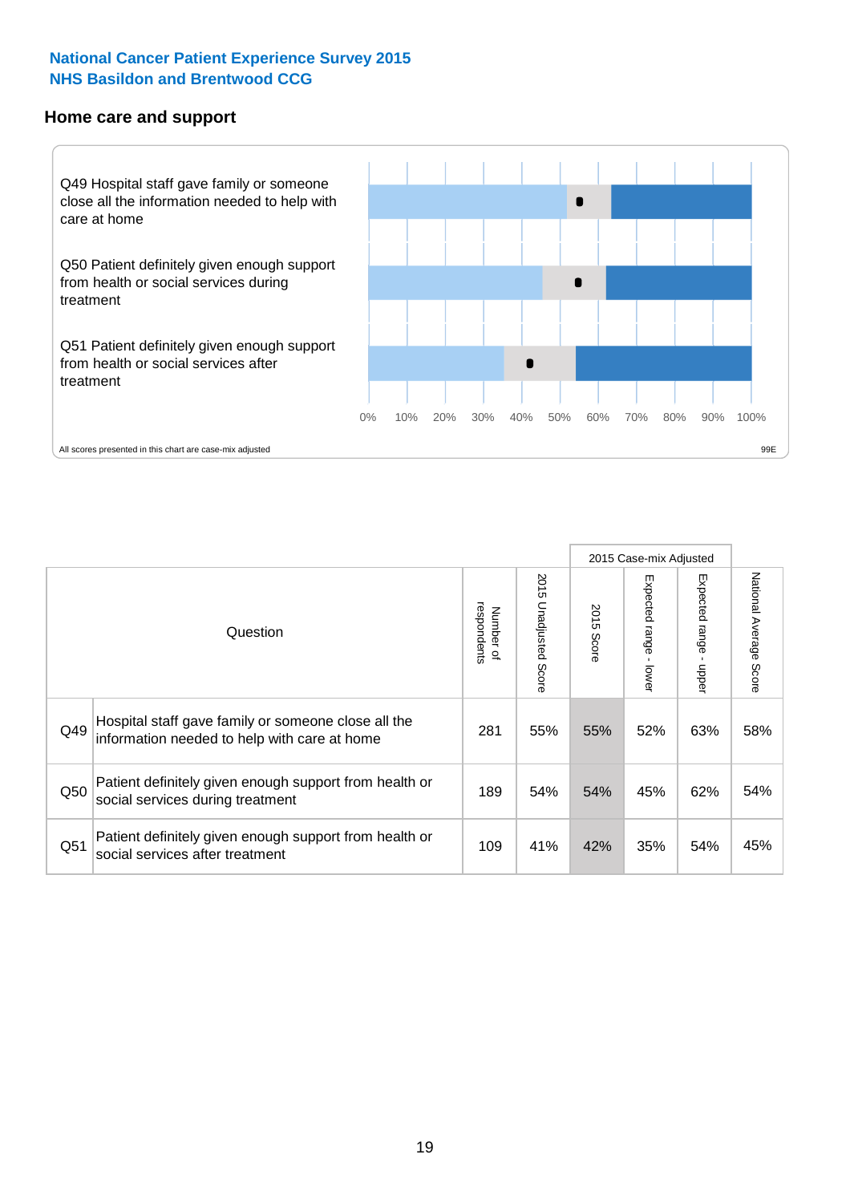National Cancer Patient Experience Survey 2015
NHS Basildon and Brentwood CCG

## Home care and support

Q49 Hospital staff gave family or someone close all the information needed to help with care at home

Q50 Patient definitely given enough support from health or social services during treatment

Q51 Patient definitely given enough support from health or social services after treatment

0% 10% 20% 30% 40% 50% 60% 70% 80% 90% 100%

All scores presented in this chart are case-mix adjusted

99E

| | Question | Number of respondents | 2015 Unadjusted Score | 2015 Case-mix Adjusted | | | National Average Score |
|---|---|---|---|---|---|---|---|
| | | | | 2015 Score | Expected range - lower | Expected range - upper | |
| Q49 | Hospital staff gave family or someone close all the information needed to help with care at home | 281 | 55% | 55% | 52% | 63% | 58% |
| Q50 | Patient definitely given enough support from health or social services during treatment | 189 | 54% | 54% | 45% | 62% | 54% |
| Q51 | Patient definitely given enough support from health or social services after treatment | 109 | 41% | 42% | 35% | 54% | 45% |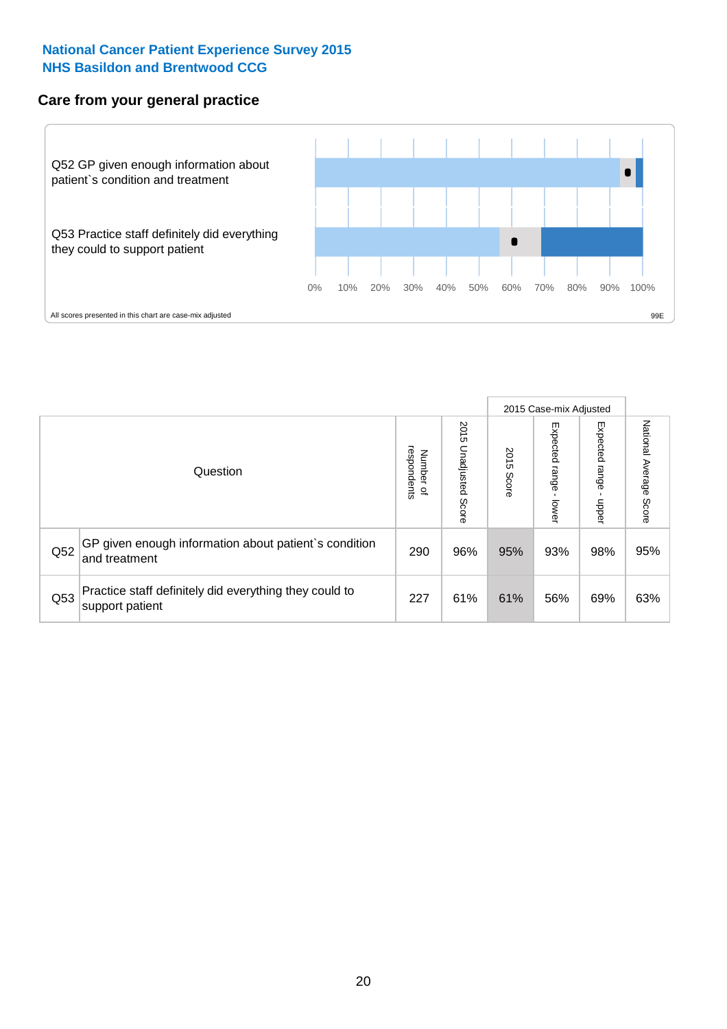**National Cancer Patient Experience Survey 2015**
**NHS Basildon and Brentwood CCG**

## Care from your general practice

Q52 GP given enough information about patient`s condition and treatment

Q53 Practice staff definitely did everything they could to support patient

0% 10% 20% 30% 40% 50% 60% 70% 80% 90% 100%

All scores presented in this chart are case-mix adjusted

99E

| Question | | Number of respondents | 2015 Unadjusted Score | 2015 Case-mix Adjusted 2015 Score | 2015 Case-mix Adjusted Expected range - lower | 2015 Case-mix Adjusted Expected range - upper | National Average Score |
|---|---|---|---|---|---|---|---|
| Q52 | GP given enough information about patient`s condition and treatment | 290 | 96% | 95% | 93% | 98% | 95% |
| Q53 | Practice staff definitely did everything they could to support patient | 227 | 61% | 61% | 56% | 69% | 63% |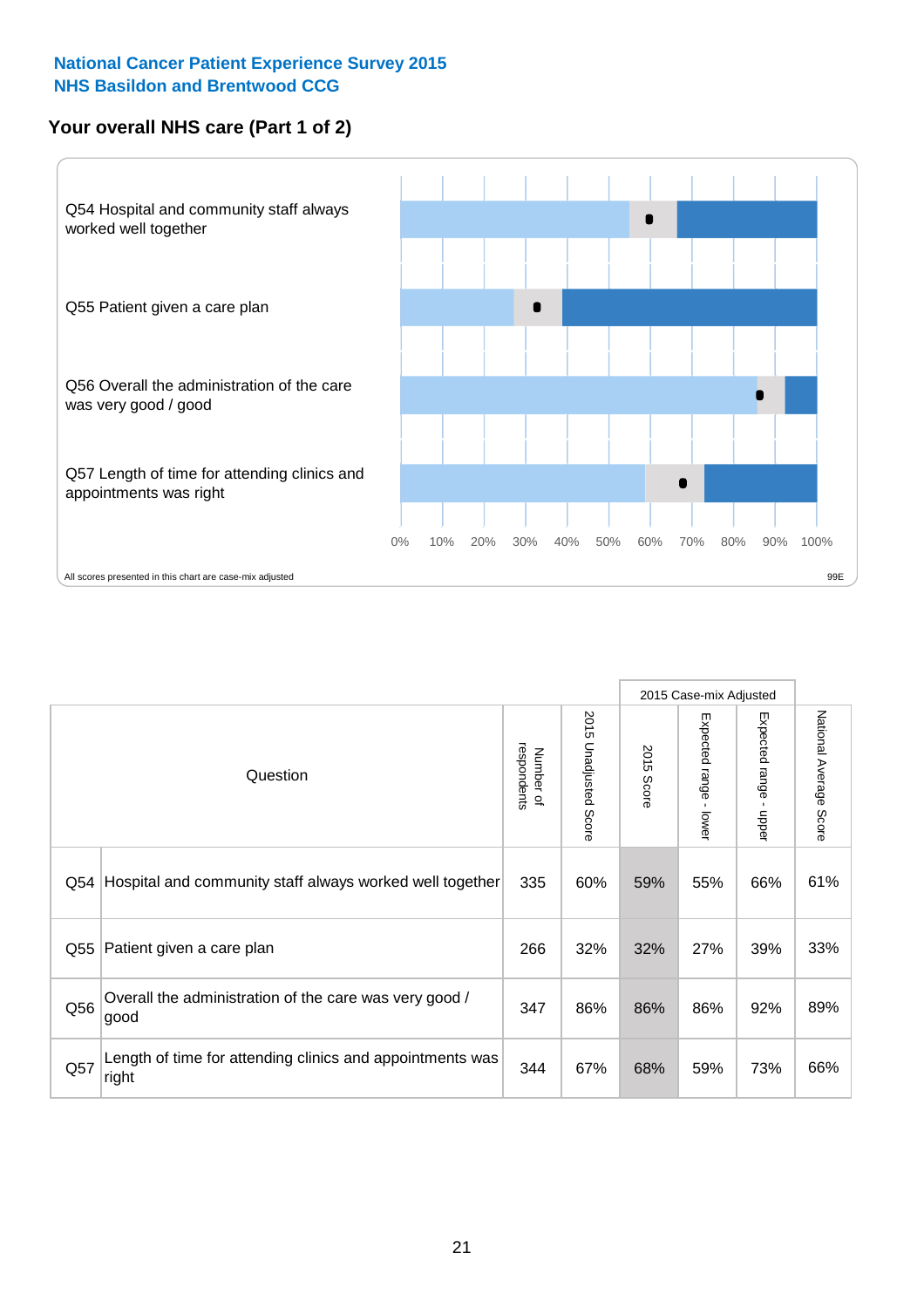National Cancer Patient Experience Survey 2015
NHS Basildon and Brentwood CCG

## Your overall NHS care (Part 1 of 2)

Q54 Hospital and community staff always worked well together

Q55 Patient given a care plan

Q56 Overall the administration of the care was very good / good

Q57 Length of time for attending clinics and appointments was right

0% 10% 20% 30% 40% 50% 60% 70% 80% 90% 100%

All scores presented in this chart are case-mix adjusted

99E

| Question | | Number of respondents | 2015 Unadjusted Score | 2015 Case-mix Adjusted | | | National Average Score |
|---|---|---|---|---|---|---|---|
| | | | | 2015 Score | Expected range - lower | Expected range - upper | |
| Q54 | Hospital and community staff always worked well together | 335 | 60% | 59% | 55% | 66% | 61% |
| Q55 | Patient given a care plan | 266 | 32% | 32% | 27% | 39% | 33% |
| Q56 | Overall the administration of the care was very good / good | 347 | 86% | 86% | 86% | 92% | 89% |
| Q57 | Length of time for attending clinics and appointments was right | 344 | 67% | 68% | 59% | 73% | 66% |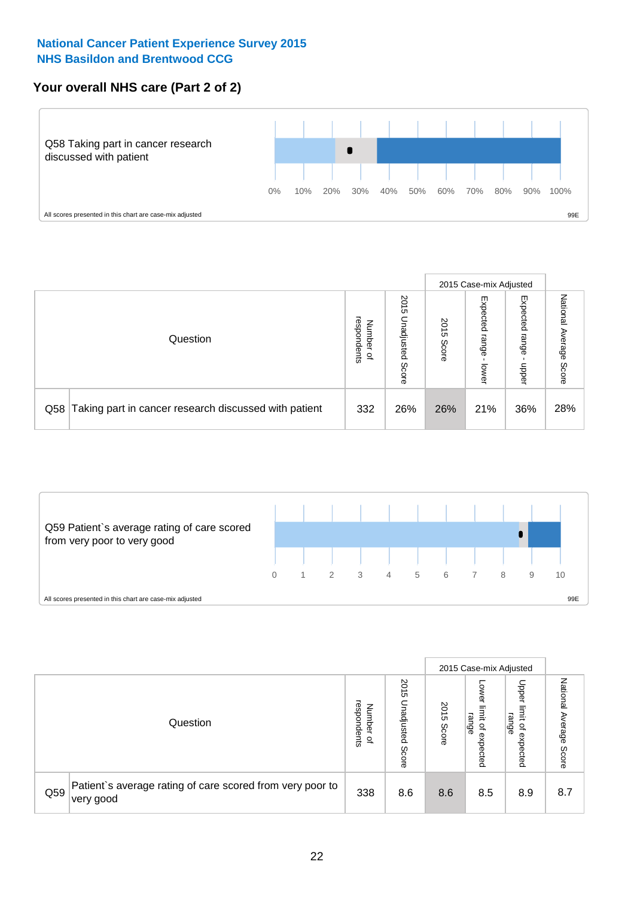**National Cancer Patient Experience Survey 2015**
**NHS Basildon and Brentwood CCG**

## Your overall NHS care (Part 2 of 2)

Q58 Taking part in cancer research discussed with patient

0% 10% 20% 30% 40% 50% 60% 70% 80% 90% 100%

All scores presented in this chart are case-mix adjusted

99E

| Question | | Number of respondents | 2015 Unadjusted Score | 2015 Case-mix Adjusted | | | National Average Score |
|---|---|---|---|---|---|---|---|
| | | | | 2015 Score | Expected range - lower | Expected range - upper | |
| Q58 | Taking part in cancer research discussed with patient | 332 | 26% | 26% | 21% | 36% | 28% |

Q59 Patient`s average rating of care scored from very poor to very good

0 1 2 3 4 5 6 7 8 9 10

All scores presented in this chart are case-mix adjusted

99E

| Question | | Number of respondents | 2015 Unadjusted Score | 2015 Case-mix Adjusted | | | National Average Score |
|---|---|---|---|---|---|---|---|
| | | | | 2015 Score | Lower limit of expected range | Upper limit of expected range | |
| Q59 | Patient`s average rating of care scored from very poor to very good | 338 | 8.6 | 8.6 | 8.5 | 8.9 | 8.7 |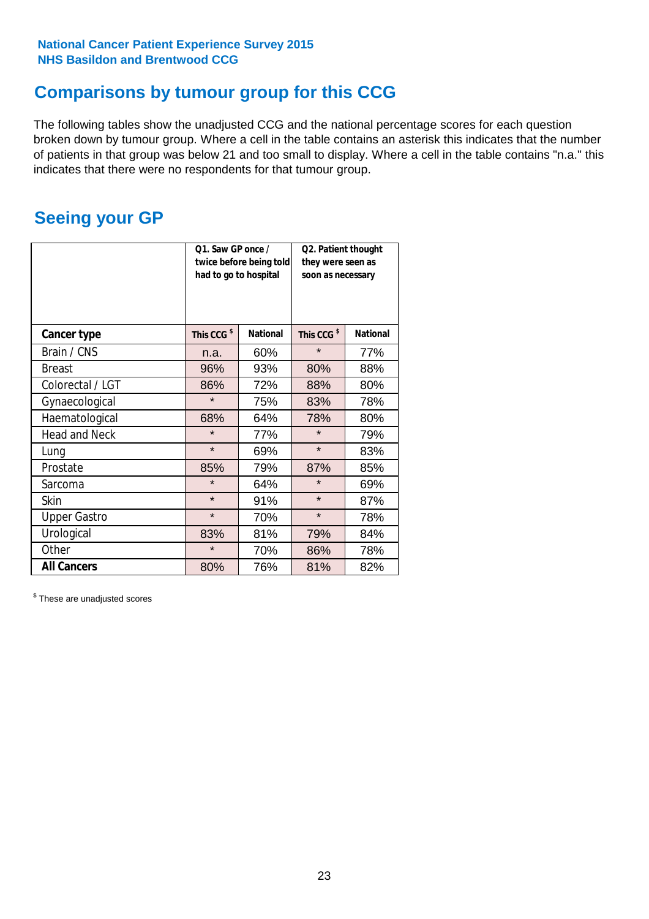National Cancer Patient Experience Survey 2015
NHS Basildon and Brentwood CCG

## Comparisons by tumour group for this CCG

The following tables show the unadjusted CCG and the national percentage scores for each question broken down by tumour group. Where a cell in the table contains an asterisk this indicates that the number of patients in that group was below 21 and too small to display. Where a cell in the table contains "n.a." this indicates that there were no respondents for that tumour group.

## Seeing your GP

| | Q1. Saw GP once / twice before being told had to go to hospital | | Q2. Patient thought they were seen as soon as necessary | |
|---|---|---|---|---|
| **Cancer type** | This CCG $ | National | This CCG $ | National |
| Brain / CNS | n.a. | 60% | * | 77% |
| Breast | 96% | 93% | 80% | 88% |
| Colorectal / LGT | 86% | 72% | 88% | 80% |
| Gynaecological | * | 75% | 83% | 78% |
| Haematological | 68% | 64% | 78% | 80% |
| Head and Neck | * | 77% | * | 79% |
| Lung | * | 69% | * | 83% |
| Prostate | 85% | 79% | 87% | 85% |
| Sarcoma | * | 64% | * | 69% |
| Skin | * | 91% | * | 87% |
| Upper Gastro | * | 70% | * | 78% |
| Urological | 83% | 81% | 79% | 84% |
| Other | * | 70% | 86% | 78% |
| **All Cancers** | 80% | 76% | 81% | 82% |

$ These are unadjusted scores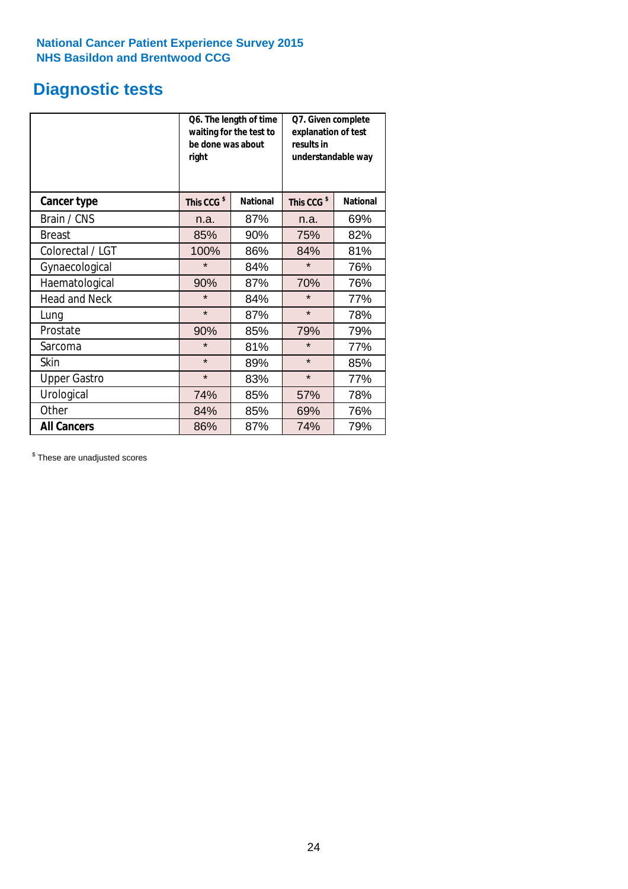**National Cancer Patient Experience Survey 2015**
**NHS Basildon and Brentwood CCG**

## Diagnostic tests

| | Q6. The length of time waiting for the test to be done was about right | | Q7. Given complete explanation of test results in understandable way | |
|---|---|---|---|---|
| **Cancer type** | **This CCG $** | **National** | **This CCG $** | **National** |
| Brain / CNS | n.a. | 87% | n.a. | 69% |
| Breast | 85% | 90% | 75% | 82% |
| Colorectal / LGT | 100% | 86% | 84% | 81% |
| Gynaecological | * | 84% | * | 76% |
| Haematological | 90% | 87% | 70% | 76% |
| Head and Neck | * | 84% | * | 77% |
| Lung | * | 87% | * | 78% |
| Prostate | 90% | 85% | 79% | 79% |
| Sarcoma | * | 81% | * | 77% |
| Skin | * | 89% | * | 85% |
| Upper Gastro | * | 83% | * | 77% |
| Urological | 74% | 85% | 57% | 78% |
| Other | 84% | 85% | 69% | 76% |
| **All Cancers** | 86% | 87% | 74% | 79% |

$ These are unadjusted scores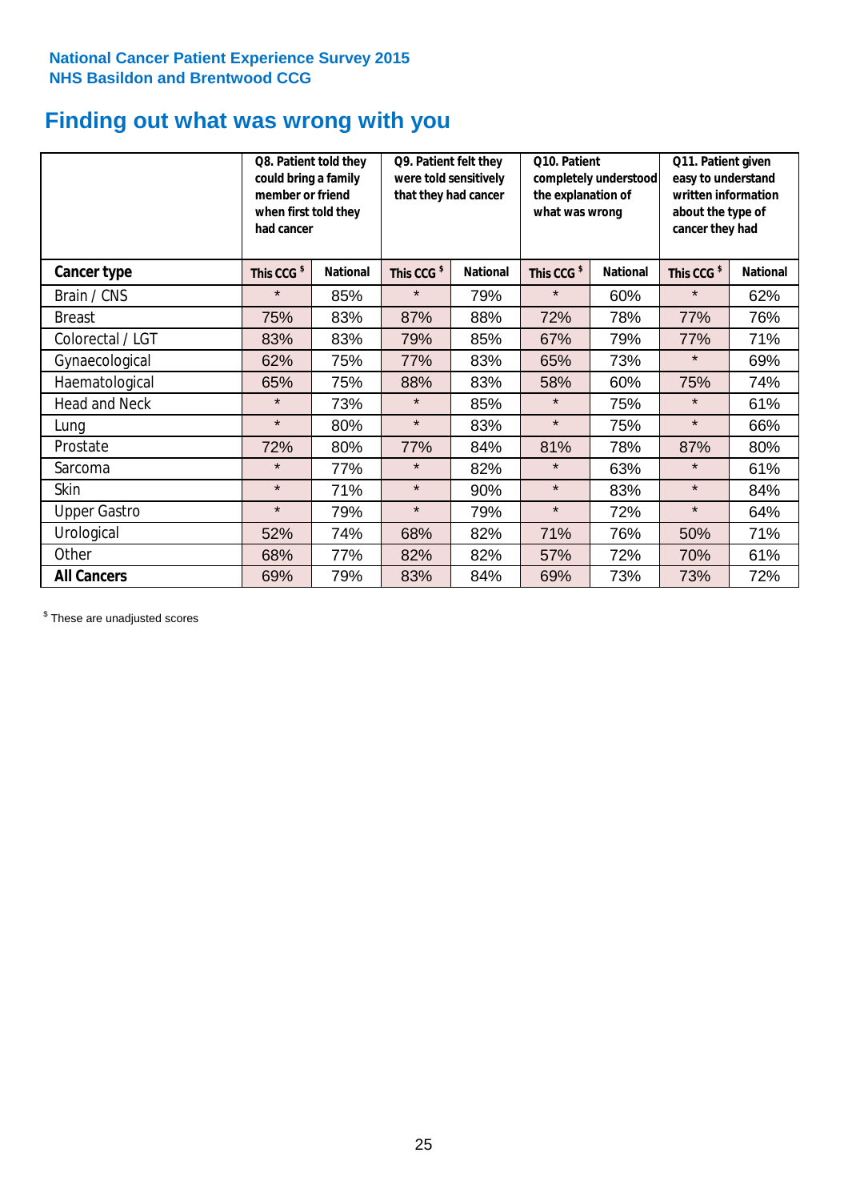**National Cancer Patient Experience Survey 2015**
**NHS Basildon and Brentwood CCG**

# Finding out what was wrong with you

| | Q8. Patient told they could bring a family member or friend when first told they had cancer | | Q9. Patient felt they were told sensitively that they had cancer | | Q10. Patient completely understood the explanation of what was wrong | | Q11. Patient given easy to understand written information about the type of cancer they had | |
|---|---|---|---|---|---|---|---|---|
| **Cancer type** | **This CCG $** | **National** | **This CCG $** | **National** | **This CCG $** | **National** | **This CCG $** | **National** |
| Brain / CNS | * | 85% | * | 79% | * | 60% | * | 62% |
| Breast | 75% | 83% | 87% | 88% | 72% | 78% | 77% | 76% |
| Colorectal / LGT | 83% | 83% | 79% | 85% | 67% | 79% | 77% | 71% |
| Gynaecological | 62% | 75% | 77% | 83% | 65% | 73% | * | 69% |
| Haematological | 65% | 75% | 88% | 83% | 58% | 60% | 75% | 74% |
| Head and Neck | * | 73% | * | 85% | * | 75% | * | 61% |
| Lung | * | 80% | * | 83% | * | 75% | * | 66% |
| Prostate | 72% | 80% | 77% | 84% | 81% | 78% | 87% | 80% |
| Sarcoma | * | 77% | * | 82% | * | 63% | * | 61% |
| Skin | * | 71% | * | 90% | * | 83% | * | 84% |
| Upper Gastro | * | 79% | * | 79% | * | 72% | * | 64% |
| Urological | 52% | 74% | 68% | 82% | 71% | 76% | 50% | 71% |
| Other | 68% | 77% | 82% | 82% | 57% | 72% | 70% | 61% |
| **All Cancers** | 69% | 79% | 83% | 84% | 69% | 73% | 73% | 72% |

$ These are unadjusted scores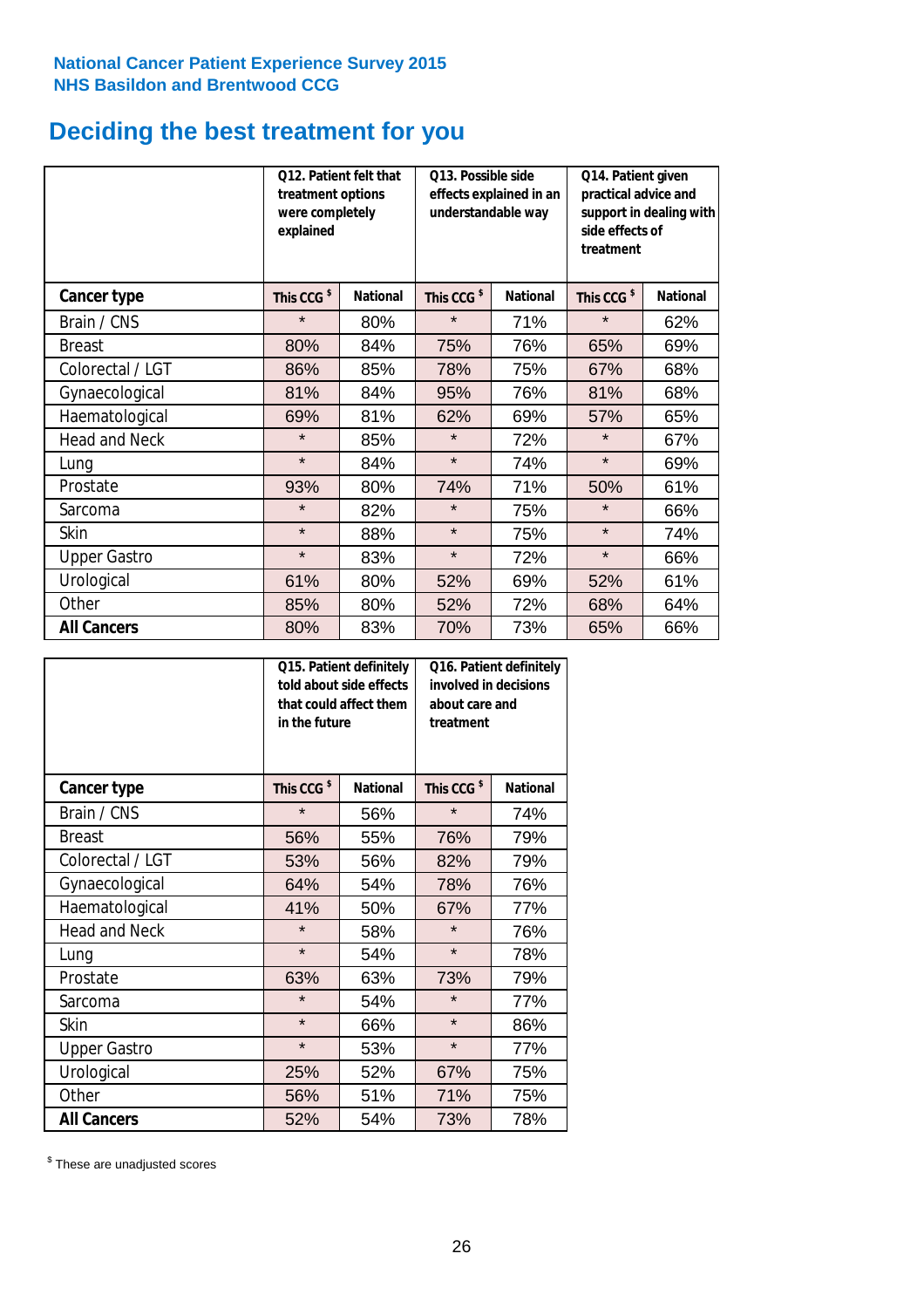National Cancer Patient Experience Survey 2015
NHS Basildon and Brentwood CCG

# Deciding the best treatment for you

| | Q12. Patient felt that treatment options were completely explained | | Q13. Possible side effects explained in an understandable way | | Q14. Patient given practical advice and support in dealing with side effects of treatment | |
|---|---|---|---|---|---|---|
| **Cancer type** | **This CCG $** | **National** | **This CCG $** | **National** | **This CCG $** | **National** |
| Brain / CNS | * | 80% | * | 71% | * | 62% |
| Breast | 80% | 84% | 75% | 76% | 65% | 69% |
| Colorectal / LGT | 86% | 85% | 78% | 75% | 67% | 68% |
| Gynaecological | 81% | 84% | 95% | 76% | 81% | 68% |
| Haematological | 69% | 81% | 62% | 69% | 57% | 65% |
| Head and Neck | * | 85% | * | 72% | * | 67% |
| Lung | * | 84% | * | 74% | * | 69% |
| Prostate | 93% | 80% | 74% | 71% | 50% | 61% |
| Sarcoma | * | 82% | * | 75% | * | 66% |
| Skin | * | 88% | * | 75% | * | 74% |
| Upper Gastro | * | 83% | * | 72% | * | 66% |
| Urological | 61% | 80% | 52% | 69% | 52% | 61% |
| Other | 85% | 80% | 52% | 72% | 68% | 64% |
| **All Cancers** | 80% | 83% | 70% | 73% | 65% | 66% |

| | Q15. Patient definitely told about side effects that could affect them in the future | | Q16. Patient definitely involved in decisions about care and treatment | |
|---|---|---|---|---|
| **Cancer type** | **This CCG $** | **National** | **This CCG $** | **National** |
| Brain / CNS | * | 56% | * | 74% |
| Breast | 56% | 55% | 76% | 79% |
| Colorectal / LGT | 53% | 56% | 82% | 79% |
| Gynaecological | 64% | 54% | 78% | 76% |
| Haematological | 41% | 50% | 67% | 77% |
| Head and Neck | * | 58% | * | 76% |
| Lung | * | 54% | * | 78% |
| Prostate | 63% | 63% | 73% | 79% |
| Sarcoma | * | 54% | * | 77% |
| Skin | * | 66% | * | 86% |
| Upper Gastro | * | 53% | * | 77% |
| Urological | 25% | 52% | 67% | 75% |
| Other | 56% | 51% | 71% | 75% |
| **All Cancers** | 52% | 54% | 73% | 78% |

$ These are unadjusted scores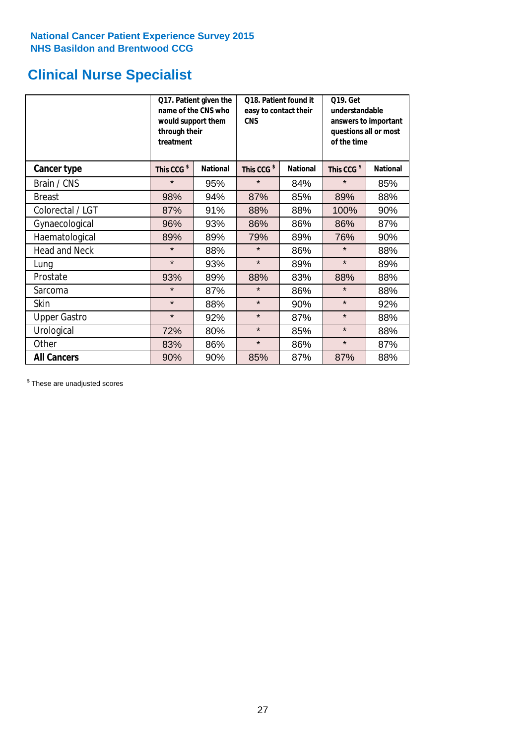**National Cancer Patient Experience Survey 2015**
**NHS Basildon and Brentwood CCG**

# Clinical Nurse Specialist

| | Q17. Patient given the name of the CNS who would support them through their treatment | | Q18. Patient found it easy to contact their CNS | | Q19. Get understandable answers to important questions all or most of the time | |
|---|---|---|---|---|---|---|
| **Cancer type** | **This CCG $** | **National** | **This CCG $** | **National** | **This CCG $** | **National** |
| Brain / CNS | * | 95% | * | 84% | * | 85% |
| Breast | 98% | 94% | 87% | 85% | 89% | 88% |
| Colorectal / LGT | 87% | 91% | 88% | 88% | 100% | 90% |
| Gynaecological | 96% | 93% | 86% | 86% | 86% | 87% |
| Haematological | 89% | 89% | 79% | 89% | 76% | 90% |
| Head and Neck | * | 88% | * | 86% | * | 88% |
| Lung | * | 93% | * | 89% | * | 89% |
| Prostate | 93% | 89% | 88% | 83% | 88% | 88% |
| Sarcoma | * | 87% | * | 86% | * | 88% |
| Skin | * | 88% | * | 90% | * | 92% |
| Upper Gastro | * | 92% | * | 87% | * | 88% |
| Urological | 72% | 80% | * | 85% | * | 88% |
| Other | 83% | 86% | * | 86% | * | 87% |
| **All Cancers** | 90% | 90% | 85% | 87% | 87% | 88% |

$ These are unadjusted scores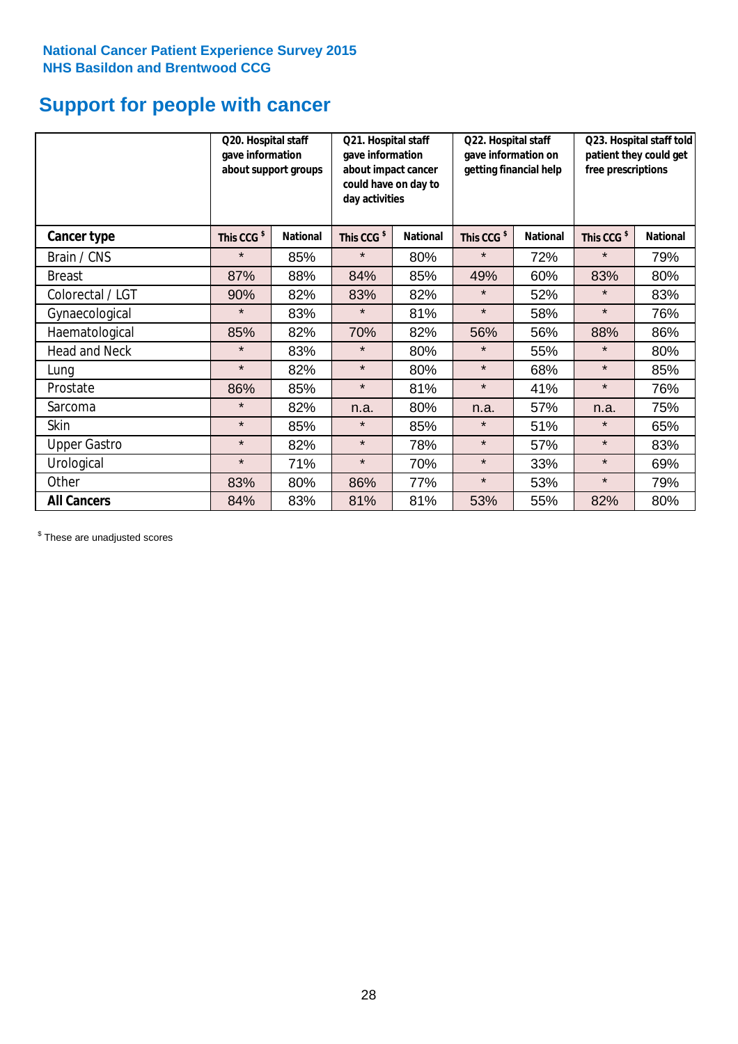**National Cancer Patient Experience Survey 2015**
**NHS Basildon and Brentwood CCG**

# Support for people with cancer

| | Q20. Hospital staff gave information about support groups | | Q21. Hospital staff gave information about impact cancer could have on day to day activities | | Q22. Hospital staff gave information on getting financial help | | Q23. Hospital staff told patient they could get free prescriptions | |
|---|---|---|---|---|---|---|---|---|
| **Cancer type** | **This CCG $** | **National** | **This CCG $** | **National** | **This CCG $** | **National** | **This CCG $** | **National** |
| Brain / CNS | * | 85% | * | 80% | * | 72% | * | 79% |
| Breast | 87% | 88% | 84% | 85% | 49% | 60% | 83% | 80% |
| Colorectal / LGT | 90% | 82% | 83% | 82% | * | 52% | * | 83% |
| Gynaecological | * | 83% | * | 81% | * | 58% | * | 76% |
| Haematological | 85% | 82% | 70% | 82% | 56% | 56% | 88% | 86% |
| Head and Neck | * | 83% | * | 80% | * | 55% | * | 80% |
| Lung | * | 82% | * | 80% | * | 68% | * | 85% |
| Prostate | 86% | 85% | * | 81% | * | 41% | * | 76% |
| Sarcoma | * | 82% | n.a. | 80% | n.a. | 57% | n.a. | 75% |
| Skin | * | 85% | * | 85% | * | 51% | * | 65% |
| Upper Gastro | * | 82% | * | 78% | * | 57% | * | 83% |
| Urological | * | 71% | * | 70% | * | 33% | * | 69% |
| Other | 83% | 80% | 86% | 77% | * | 53% | * | 79% |
| **All Cancers** | 84% | 83% | 81% | 81% | 53% | 55% | 82% | 80% |

$ These are unadjusted scores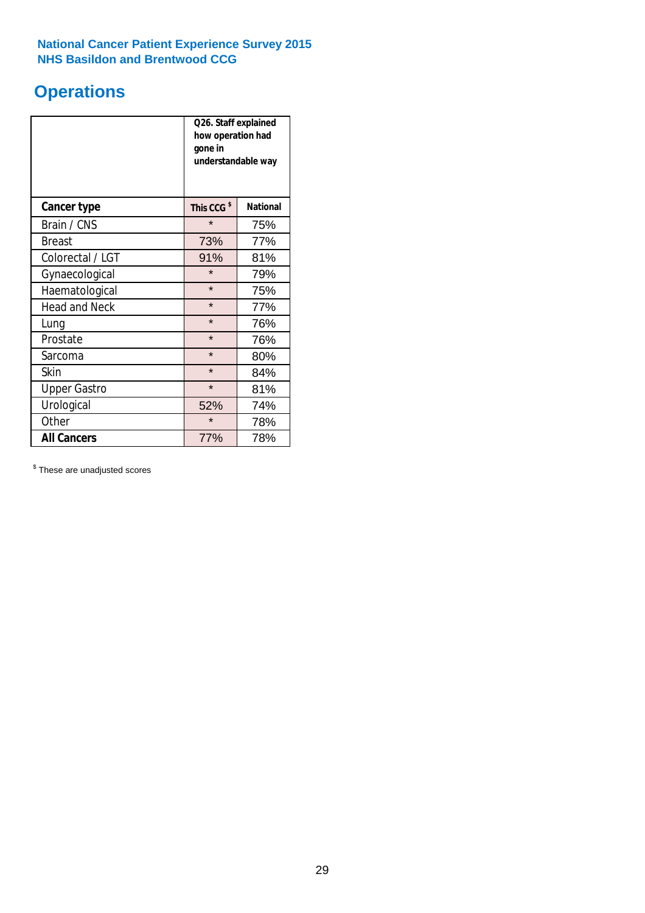**National Cancer Patient Experience Survey 2015**
**NHS Basildon and Brentwood CCG**

# Operations

| | Q26. Staff explained how operation had gone in understandable way | |
|---|---|---|
| **Cancer type** | **This CCG [$]** | **National** |
| Brain / CNS | * | 75% |
| Breast | 73% | 77% |
| Colorectal / LGT | 91% | 81% |
| Gynaecological | * | 79% |
| Haematological | * | 75% |
| Head and Neck | * | 77% |
| Lung | * | 76% |
| Prostate | * | 76% |
| Sarcoma | * | 80% |
| Skin | * | 84% |
| Upper Gastro | * | 81% |
| Urological | 52% | 74% |
| Other | * | 78% |
| **All Cancers** | 77% | 78% |

[$] These are unadjusted scores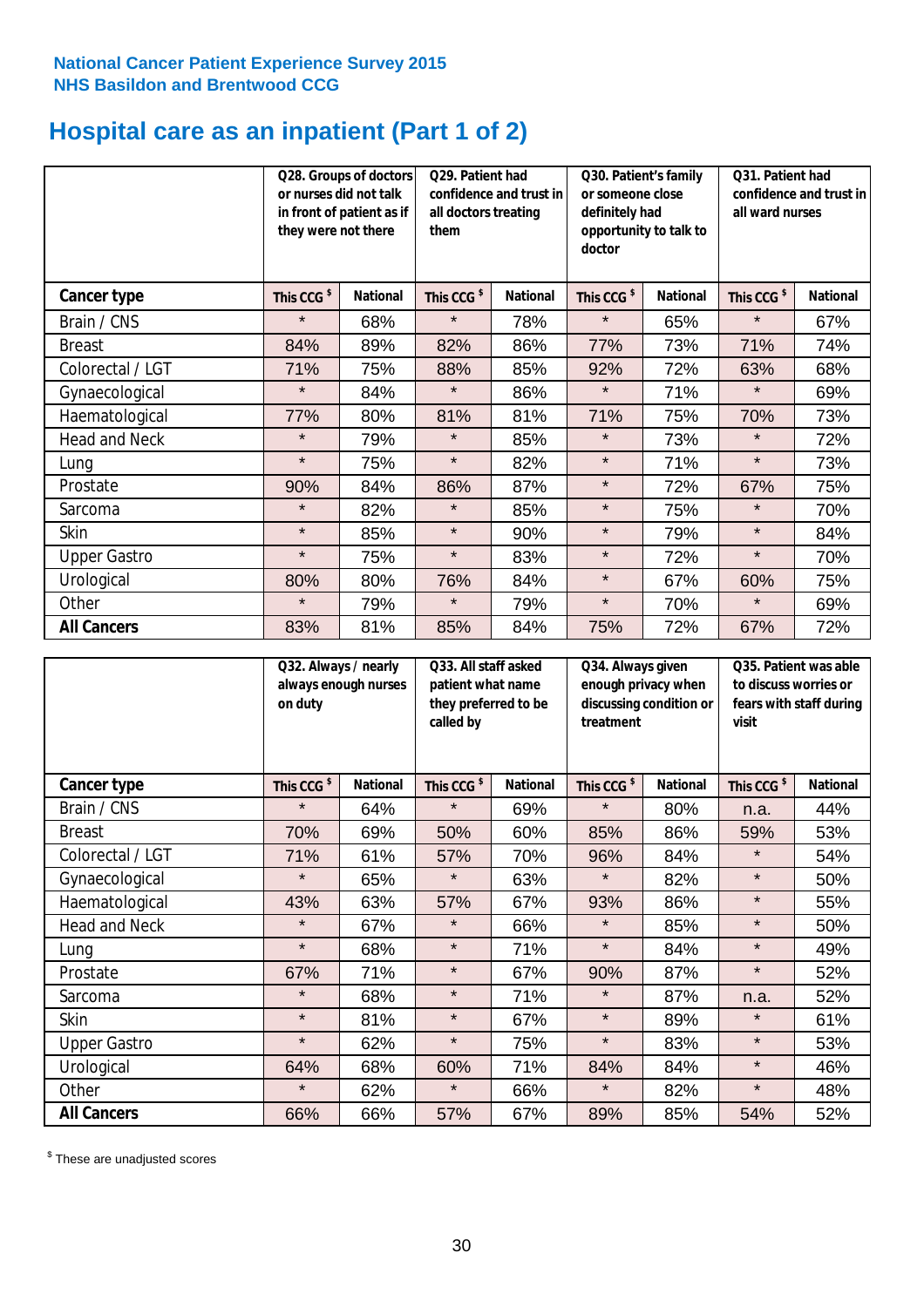**National Cancer Patient Experience Survey 2015**
**NHS Basildon and Brentwood CCG**

# Hospital care as an inpatient (Part 1 of 2)

| | Q28. Groups of doctors or nurses did not talk in front of patient as if they were not there | | Q29. Patient had confidence and trust in all doctors treating them | | Q30. Patient's family or someone close definitely had opportunity to talk to doctor | | Q31. Patient had confidence and trust in all ward nurses | |
|---|---|---|---|---|---|---|---|---|
| **Cancer type** | This CCG $ | National | This CCG $ | National | This CCG $ | National | This CCG $ | National |
| Brain / CNS | * | 68% | * | 78% | * | 65% | * | 67% |
| Breast | 84% | 89% | 82% | 86% | 77% | 73% | 71% | 74% |
| Colorectal / LGT | 71% | 75% | 88% | 85% | 92% | 72% | 63% | 68% |
| Gynaecological | * | 84% | * | 86% | * | 71% | * | 69% |
| Haematological | 77% | 80% | 81% | 81% | 71% | 75% | 70% | 73% |
| Head and Neck | * | 79% | * | 85% | * | 73% | * | 72% |
| Lung | * | 75% | * | 82% | * | 71% | * | 73% |
| Prostate | 90% | 84% | 86% | 87% | * | 72% | 67% | 75% |
| Sarcoma | * | 82% | * | 85% | * | 75% | * | 70% |
| Skin | * | 85% | * | 90% | * | 79% | * | 84% |
| Upper Gastro | * | 75% | * | 83% | * | 72% | * | 70% |
| Urological | 80% | 80% | 76% | 84% | * | 67% | 60% | 75% |
| Other | * | 79% | * | 79% | * | 70% | * | 69% |
| **All Cancers** | 83% | 81% | 85% | 84% | 75% | 72% | 67% | 72% |

| | Q32. Always / nearly always enough nurses on duty | | Q33. All staff asked patient what name they preferred to be called by | | Q34. Always given enough privacy when discussing condition or treatment | | Q35. Patient was able to discuss worries or fears with staff during visit | |
|---|---|---|---|---|---|---|---|---|
| **Cancer type** | This CCG $ | National | This CCG $ | National | This CCG $ | National | This CCG $ | National |
| Brain / CNS | * | 64% | * | 69% | * | 80% | n.a. | 44% |
| Breast | 70% | 69% | 50% | 60% | 85% | 86% | 59% | 53% |
| Colorectal / LGT | 71% | 61% | 57% | 70% | 96% | 84% | * | 54% |
| Gynaecological | * | 65% | * | 63% | * | 82% | * | 50% |
| Haematological | 43% | 63% | 57% | 67% | 93% | 86% | * | 55% |
| Head and Neck | * | 67% | * | 66% | * | 85% | * | 50% |
| Lung | * | 68% | * | 71% | * | 84% | * | 49% |
| Prostate | 67% | 71% | * | 67% | 90% | 87% | * | 52% |
| Sarcoma | * | 68% | * | 71% | * | 87% | n.a. | 52% |
| Skin | * | 81% | * | 67% | * | 89% | * | 61% |
| Upper Gastro | * | 62% | * | 75% | * | 83% | * | 53% |
| Urological | 64% | 68% | 60% | 71% | 84% | 84% | * | 46% |
| Other | * | 62% | * | 66% | * | 82% | * | 48% |
| **All Cancers** | 66% | 66% | 57% | 67% | 89% | 85% | 54% | 52% |

$ These are unadjusted scores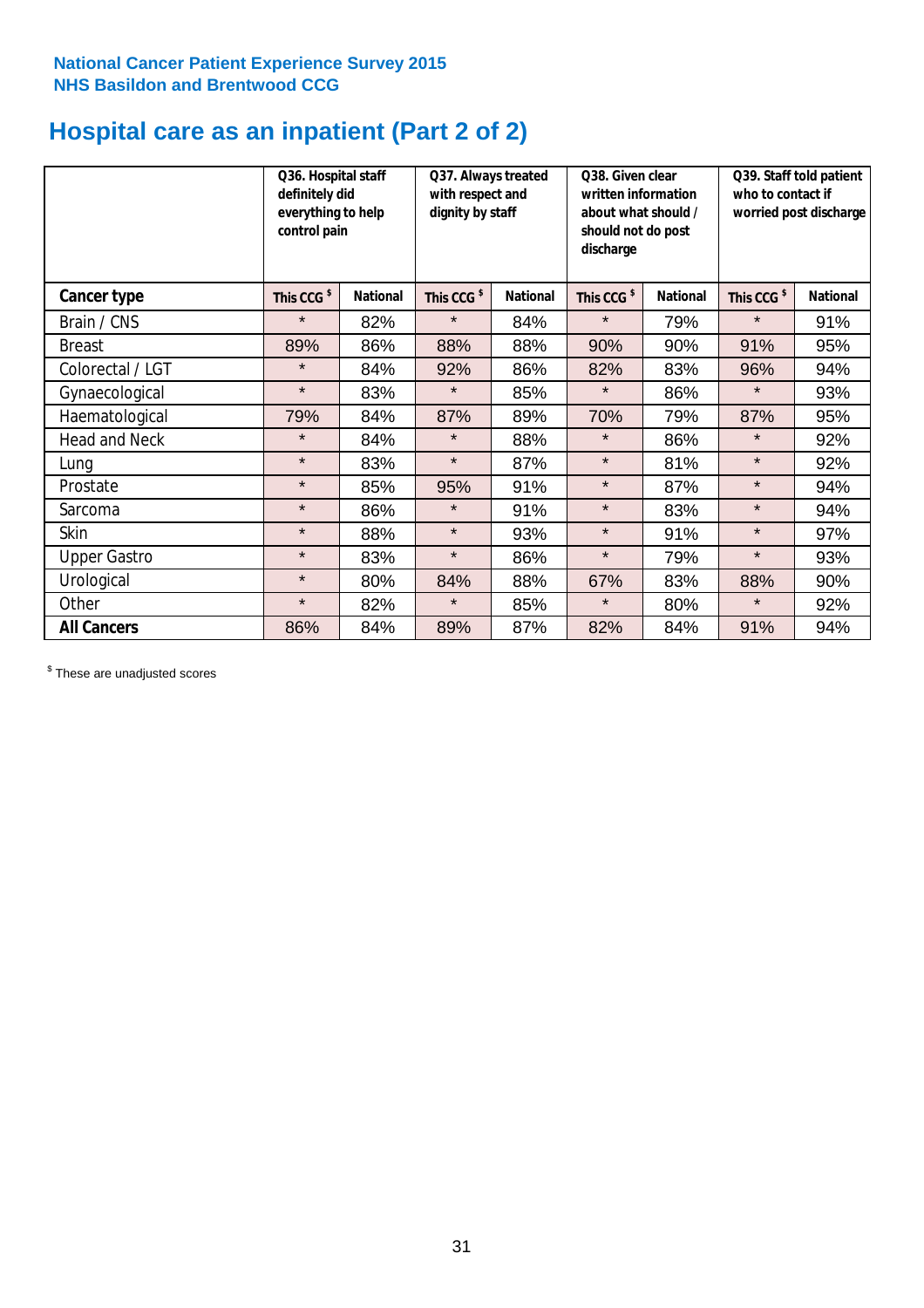National Cancer Patient Experience Survey 2015
NHS Basildon and Brentwood CCG

# Hospital care as an inpatient (Part 2 of 2)

| | Q36. Hospital staff definitely did everything to help control pain | | Q37. Always treated with respect and dignity by staff | | Q38. Given clear written information about what should / should not do post discharge | | Q39. Staff told patient who to contact if worried post discharge | |
|---|---|---|---|---|---|---|---|---|
| **Cancer type** | This CCG $ | National | This CCG $ | National | This CCG $ | National | This CCG $ | National |
| Brain / CNS | * | 82% | * | 84% | * | 79% | * | 91% |
| Breast | 89% | 86% | 88% | 88% | 90% | 90% | 91% | 95% |
| Colorectal / LGT | * | 84% | 92% | 86% | 82% | 83% | 96% | 94% |
| Gynaecological | * | 83% | * | 85% | * | 86% | * | 93% |
| Haematological | 79% | 84% | 87% | 89% | 70% | 79% | 87% | 95% |
| Head and Neck | * | 84% | * | 88% | * | 86% | * | 92% |
| Lung | * | 83% | * | 87% | * | 81% | * | 92% |
| Prostate | * | 85% | 95% | 91% | * | 87% | * | 94% |
| Sarcoma | * | 86% | * | 91% | * | 83% | * | 94% |
| Skin | * | 88% | * | 93% | * | 91% | * | 97% |
| Upper Gastro | * | 83% | * | 86% | * | 79% | * | 93% |
| Urological | * | 80% | 84% | 88% | 67% | 83% | 88% | 90% |
| Other | * | 82% | * | 85% | * | 80% | * | 92% |
| **All Cancers** | 86% | 84% | 89% | 87% | 82% | 84% | 91% | 94% |

$ These are unadjusted scores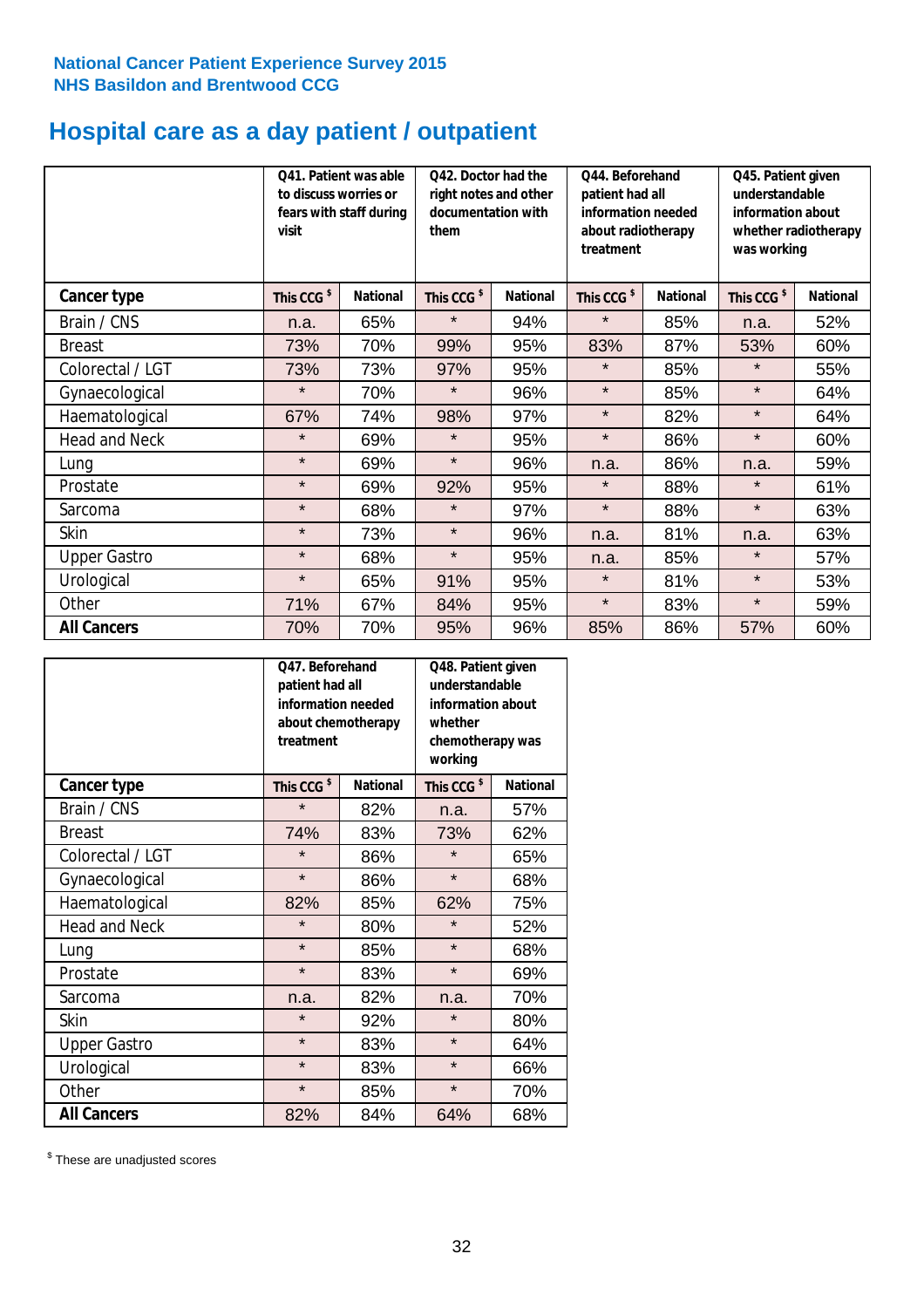National Cancer Patient Experience Survey 2015
NHS Basildon and Brentwood CCG

# Hospital care as a day patient / outpatient

| | Q41. Patient was able to discuss worries or fears with staff during visit | | Q42. Doctor had the right notes and other documentation with them | | Q44. Beforehand patient had all information needed about radiotherapy treatment | | Q45. Patient given understandable information about whether radiotherapy was working | |
|---|---|---|---|---|---|---|---|---|
| **Cancer type** | This CCG $ | National | This CCG $ | National | This CCG $ | National | This CCG $ | National |
| Brain / CNS | n.a. | 65% | * | 94% | * | 85% | n.a. | 52% |
| Breast | 73% | 70% | 99% | 95% | 83% | 87% | 53% | 60% |
| Colorectal / LGT | 73% | 73% | 97% | 95% | * | 85% | * | 55% |
| Gynaecological | * | 70% | * | 96% | * | 85% | * | 64% |
| Haematological | 67% | 74% | 98% | 97% | * | 82% | * | 64% |
| Head and Neck | * | 69% | * | 95% | * | 86% | * | 60% |
| Lung | * | 69% | * | 96% | n.a. | 86% | n.a. | 59% |
| Prostate | * | 69% | 92% | 95% | * | 88% | * | 61% |
| Sarcoma | * | 68% | * | 97% | * | 88% | * | 63% |
| Skin | * | 73% | * | 96% | n.a. | 81% | n.a. | 63% |
| Upper Gastro | * | 68% | * | 95% | n.a. | 85% | * | 57% |
| Urological | * | 65% | 91% | 95% | * | 81% | * | 53% |
| Other | 71% | 67% | 84% | 95% | * | 83% | * | 59% |
| **All Cancers** | 70% | 70% | 95% | 96% | 85% | 86% | 57% | 60% |

| | Q47. Beforehand patient had all information needed about chemotherapy treatment | | Q48. Patient given understandable information about whether chemotherapy was working | |
|---|---|---|---|---|
| **Cancer type** | This CCG $ | National | This CCG $ | National |
| Brain / CNS | * | 82% | n.a. | 57% |
| Breast | 74% | 83% | 73% | 62% |
| Colorectal / LGT | * | 86% | * | 65% |
| Gynaecological | * | 86% | * | 68% |
| Haematological | 82% | 85% | 62% | 75% |
| Head and Neck | * | 80% | * | 52% |
| Lung | * | 85% | * | 68% |
| Prostate | * | 83% | * | 69% |
| Sarcoma | n.a. | 82% | n.a. | 70% |
| Skin | * | 92% | * | 80% |
| Upper Gastro | * | 83% | * | 64% |
| Urological | * | 83% | * | 66% |
| Other | * | 85% | * | 70% |
| **All Cancers** | 82% | 84% | 64% | 68% |

$ These are unadjusted scores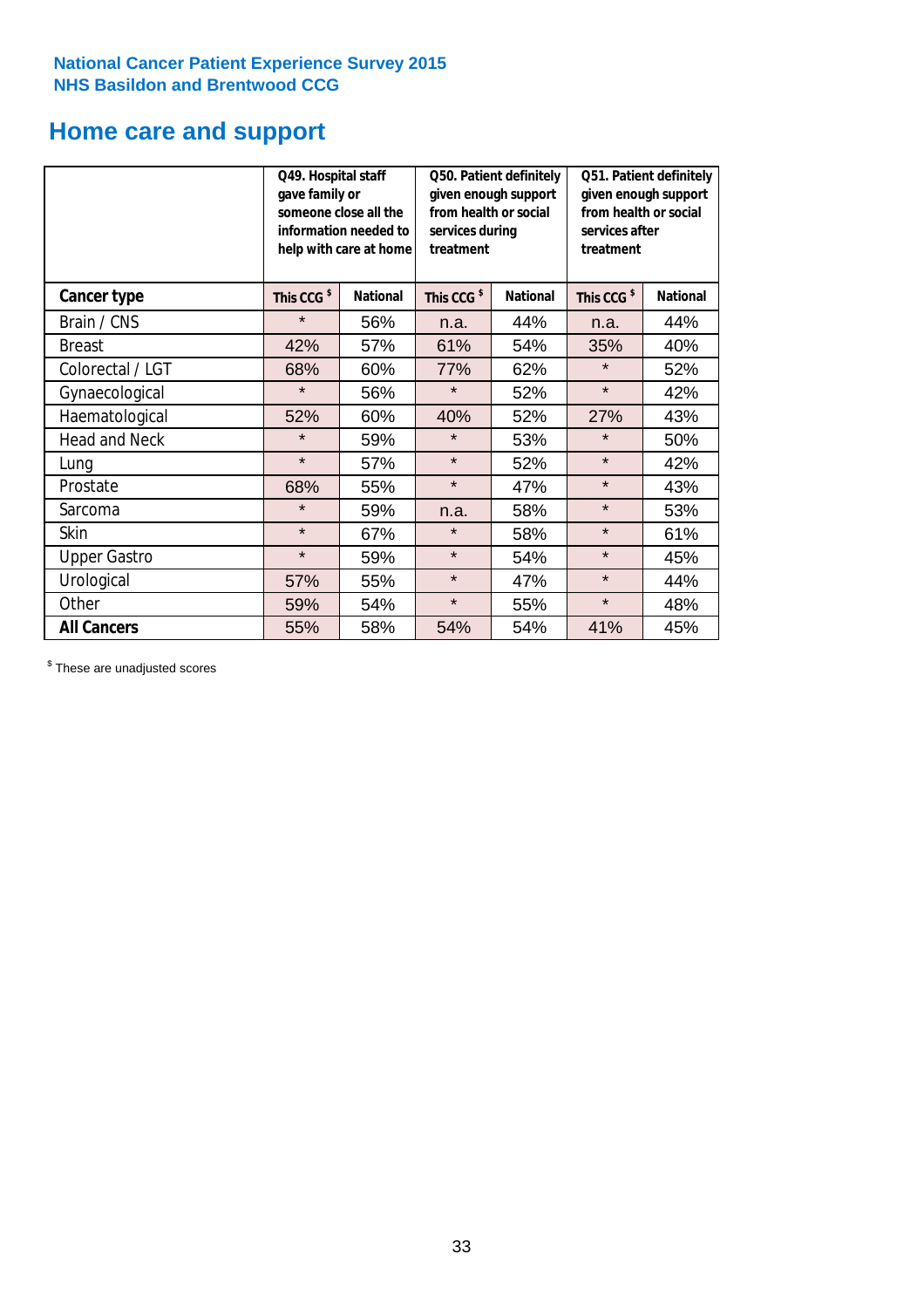**National Cancer Patient Experience Survey 2015**
**NHS Basildon and Brentwood CCG**

# Home care and support

| | Q49. Hospital staff gave family or someone close all the information needed to help with care at home | | Q50. Patient definitely given enough support from health or social services during treatment | | Q51. Patient definitely given enough support from health or social services after treatment | |
|---|---|---|---|---|---|---|
| **Cancer type** | **This CCG $** | **National** | **This CCG $** | **National** | **This CCG $** | **National** |
| Brain / CNS | * | 56% | n.a. | 44% | n.a. | 44% |
| Breast | 42% | 57% | 61% | 54% | 35% | 40% |
| Colorectal / LGT | 68% | 60% | 77% | 62% | * | 52% |
| Gynaecological | * | 56% | * | 52% | * | 42% |
| Haematological | 52% | 60% | 40% | 52% | 27% | 43% |
| Head and Neck | * | 59% | * | 53% | * | 50% |
| Lung | * | 57% | * | 52% | * | 42% |
| Prostate | 68% | 55% | * | 47% | * | 43% |
| Sarcoma | * | 59% | n.a. | 58% | * | 53% |
| Skin | * | 67% | * | 58% | * | 61% |
| Upper Gastro | * | 59% | * | 54% | * | 45% |
| Urological | 57% | 55% | * | 47% | * | 44% |
| Other | 59% | 54% | * | 55% | * | 48% |
| **All Cancers** | 55% | 58% | 54% | 54% | 41% | 45% |

$ These are unadjusted scores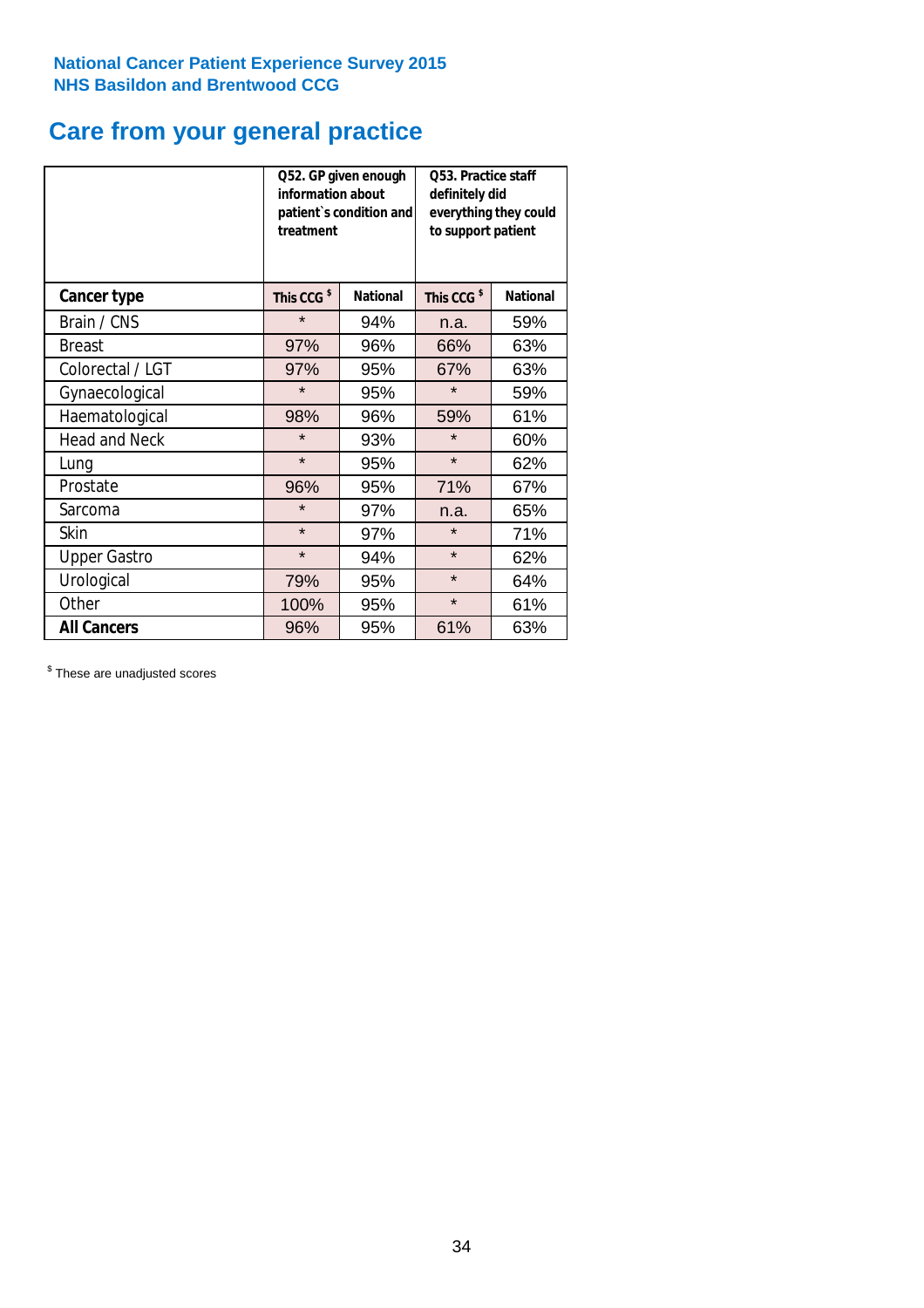National Cancer Patient Experience Survey 2015
NHS Basildon and Brentwood CCG

## Care from your general practice

| | Q52. GP given enough information about patient`s condition and treatment | | Q53. Practice staff definitely did everything they could to support patient | |
|---|---|---|---|---|
| **Cancer type** | This CCG $ | National | This CCG $ | National |
| Brain / CNS | * | 94% | n.a. | 59% |
| Breast | 97% | 96% | 66% | 63% |
| Colorectal / LGT | 97% | 95% | 67% | 63% |
| Gynaecological | * | 95% | * | 59% |
| Haematological | 98% | 96% | 59% | 61% |
| Head and Neck | * | 93% | * | 60% |
| Lung | * | 95% | * | 62% |
| Prostate | 96% | 95% | 71% | 67% |
| Sarcoma | * | 97% | n.a. | 65% |
| Skin | * | 97% | * | 71% |
| Upper Gastro | * | 94% | * | 62% |
| Urological | 79% | 95% | * | 64% |
| Other | 100% | 95% | * | 61% |
| **All Cancers** | 96% | 95% | 61% | 63% |

$ These are unadjusted scores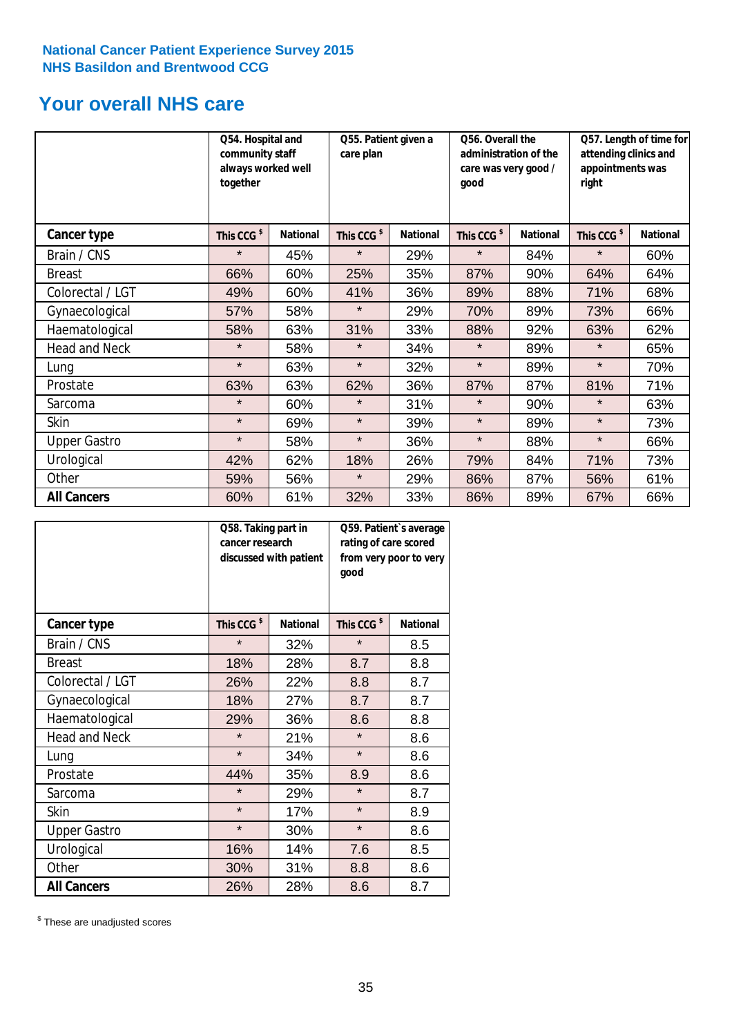National Cancer Patient Experience Survey 2015
NHS Basildon and Brentwood CCG

# Your overall NHS care

| | Q54. Hospital and community staff always worked well together | | Q55. Patient given a care plan | | Q56. Overall the administration of the care was very good / good | | Q57. Length of time for attending clinics and appointments was right | |
|---|---|---|---|---|---|---|---|---|
| **Cancer type** | This CCG $ | National | This CCG $ | National | This CCG $ | National | This CCG $ | National |
| Brain / CNS | * | 45% | * | 29% | * | 84% | * | 60% |
| Breast | 66% | 60% | 25% | 35% | 87% | 90% | 64% | 64% |
| Colorectal / LGT | 49% | 60% | 41% | 36% | 89% | 88% | 71% | 68% |
| Gynaecological | 57% | 58% | * | 29% | 70% | 89% | 73% | 66% |
| Haematological | 58% | 63% | 31% | 33% | 88% | 92% | 63% | 62% |
| Head and Neck | * | 58% | * | 34% | * | 89% | * | 65% |
| Lung | * | 63% | * | 32% | * | 89% | * | 70% |
| Prostate | 63% | 63% | 62% | 36% | 87% | 87% | 81% | 71% |
| Sarcoma | * | 60% | * | 31% | * | 90% | * | 63% |
| Skin | * | 69% | * | 39% | * | 89% | * | 73% |
| Upper Gastro | * | 58% | * | 36% | * | 88% | * | 66% |
| Urological | 42% | 62% | 18% | 26% | 79% | 84% | 71% | 73% |
| Other | 59% | 56% | * | 29% | 86% | 87% | 56% | 61% |
| **All Cancers** | 60% | 61% | 32% | 33% | 86% | 89% | 67% | 66% |

| | Q58. Taking part in cancer research discussed with patient | | Q59. Patient`s average rating of care scored from very poor to very good | |
|---|---|---|---|---|
| **Cancer type** | This CCG $ | National | This CCG $ | National |
| Brain / CNS | * | 32% | * | 8.5 |
| Breast | 18% | 28% | 8.7 | 8.8 |
| Colorectal / LGT | 26% | 22% | 8.8 | 8.7 |
| Gynaecological | 18% | 27% | 8.7 | 8.7 |
| Haematological | 29% | 36% | 8.6 | 8.8 |
| Head and Neck | * | 21% | * | 8.6 |
| Lung | * | 34% | * | 8.6 |
| Prostate | 44% | 35% | 8.9 | 8.6 |
| Sarcoma | * | 29% | * | 8.7 |
| Skin | * | 17% | * | 8.9 |
| Upper Gastro | * | 30% | * | 8.6 |
| Urological | 16% | 14% | 7.6 | 8.5 |
| Other | 30% | 31% | 8.8 | 8.6 |
| **All Cancers** | 26% | 28% | 8.6 | 8.7 |

$ These are unadjusted scores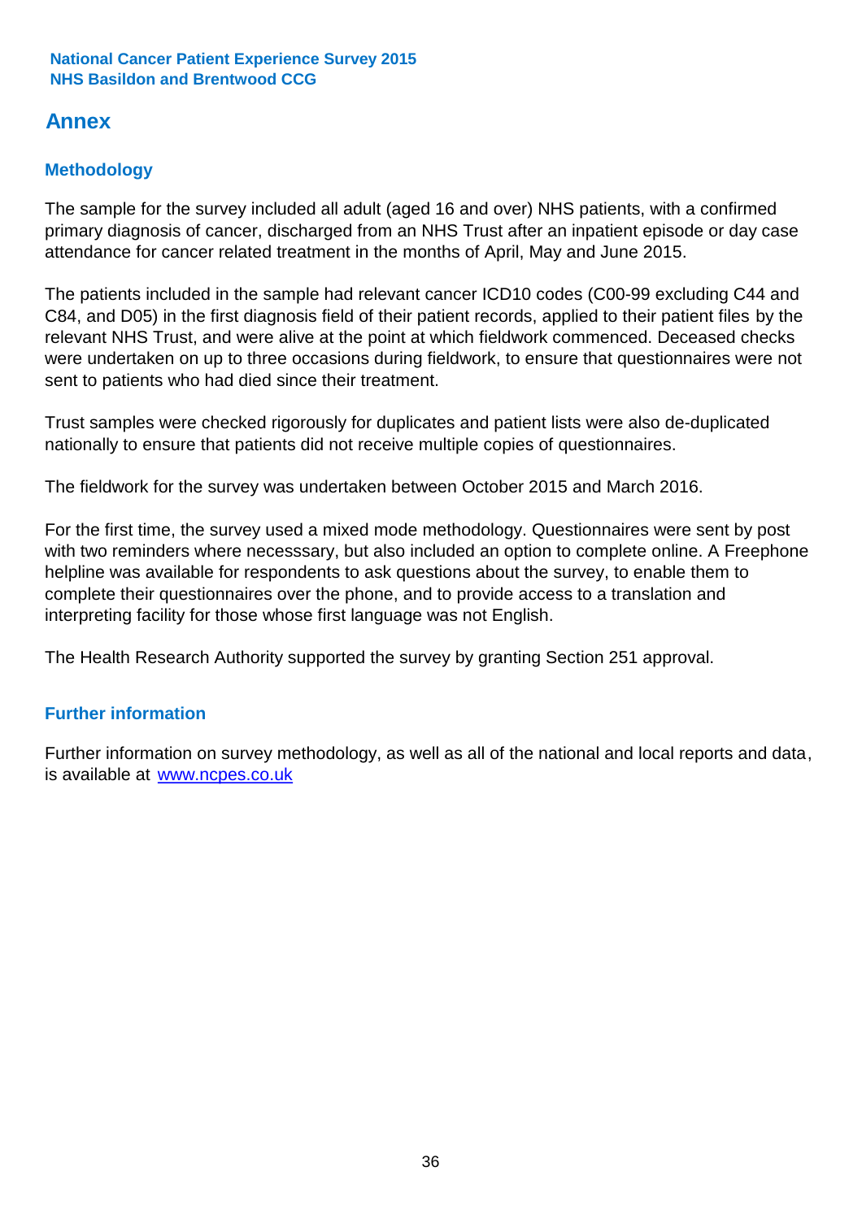# Annex

## Methodology

The sample for the survey included all adult (aged 16 and over) NHS patients, with a confirmed primary diagnosis of cancer, discharged from an NHS Trust after an inpatient episode or day case attendance for cancer related treatment in the months of April, May and June 2015.

The patients included in the sample had relevant cancer ICD10 codes (C00-99 excluding C44 and C84, and D05) in the first diagnosis field of their patient records, applied to their patient files by the relevant NHS Trust, and were alive at the point at which fieldwork commenced. Deceased checks were undertaken on up to three occasions during fieldwork, to ensure that questionnaires were not sent to patients who had died since their treatment.

Trust samples were checked rigorously for duplicates and patient lists were also de-duplicated nationally to ensure that patients did not receive multiple copies of questionnaires.

The fieldwork for the survey was undertaken between October 2015 and March 2016.

For the first time, the survey used a mixed mode methodology. Questionnaires were sent by post with two reminders where necesssary, but also included an option to complete online. A Freephone helpline was available for respondents to ask questions about the survey, to enable them to complete their questionnaires over the phone, and to provide access to a translation and interpreting facility for those whose first language was not English.

The Health Research Authority supported the survey by granting Section 251 approval.

## Further information

Further information on survey methodology, as well as all of the national and local reports and data, is available at [www.ncpes.co.uk](http://www.ncpes.co.uk)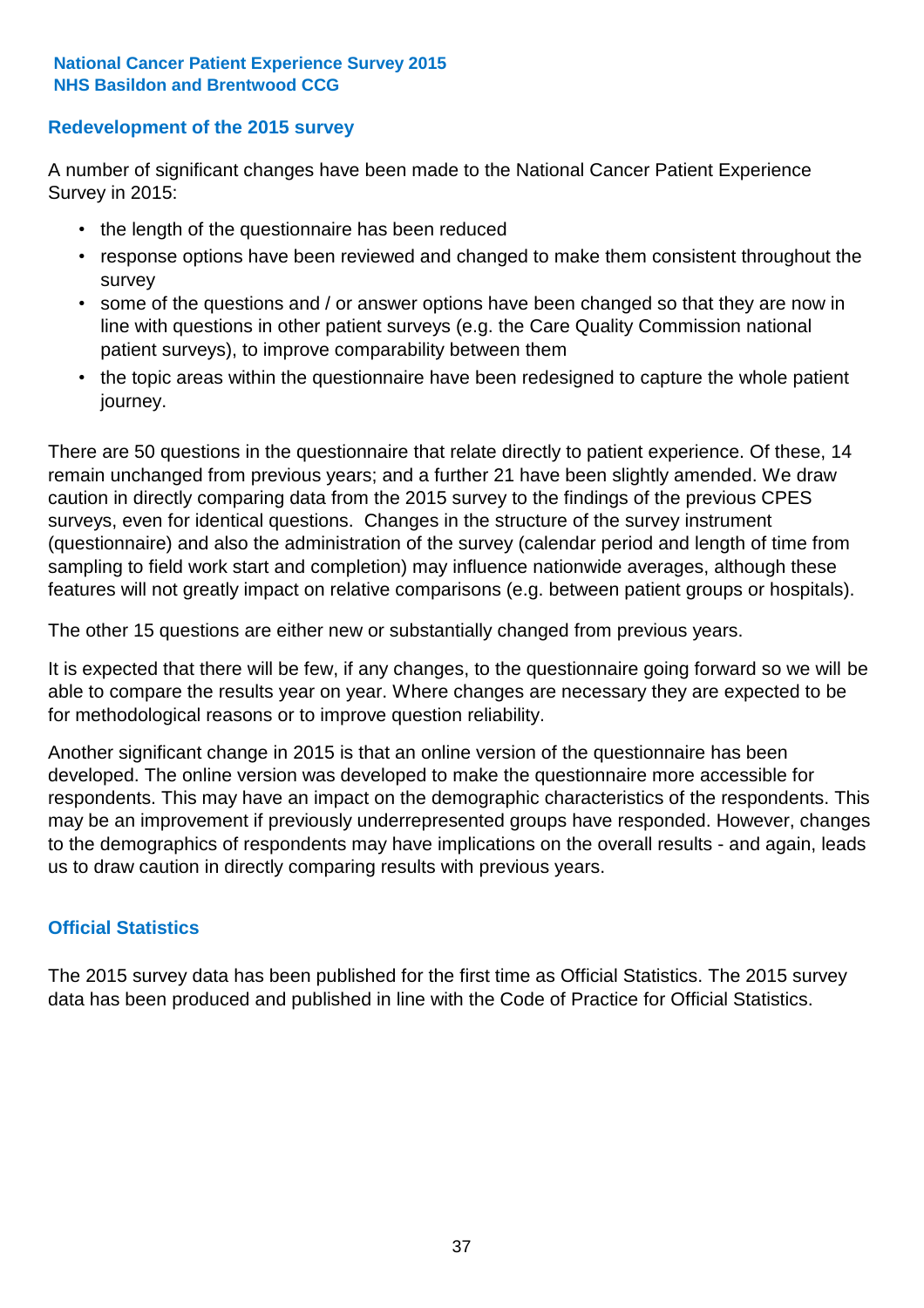## Redevelopment of the 2015 survey

A number of significant changes have been made to the National Cancer Patient Experience Survey in 2015:

- the length of the questionnaire has been reduced
- response options have been reviewed and changed to make them consistent throughout the survey
- some of the questions and / or answer options have been changed so that they are now in line with questions in other patient surveys (e.g. the Care Quality Commission national patient surveys), to improve comparability between them
- the topic areas within the questionnaire have been redesigned to capture the whole patient journey.

There are 50 questions in the questionnaire that relate directly to patient experience. Of these, 14 remain unchanged from previous years; and a further 21 have been slightly amended. We draw caution in directly comparing data from the 2015 survey to the findings of the previous CPES surveys, even for identical questions. Changes in the structure of the survey instrument (questionnaire) and also the administration of the survey (calendar period and length of time from sampling to field work start and completion) may influence nationwide averages, although these features will not greatly impact on relative comparisons (e.g. between patient groups or hospitals).

The other 15 questions are either new or substantially changed from previous years.

It is expected that there will be few, if any changes, to the questionnaire going forward so we will be able to compare the results year on year. Where changes are necessary they are expected to be for methodological reasons or to improve question reliability.

Another significant change in 2015 is that an online version of the questionnaire has been developed. The online version was developed to make the questionnaire more accessible for respondents. This may have an impact on the demographic characteristics of the respondents. This may be an improvement if previously underrepresented groups have responded. However, changes to the demographics of respondents may have implications on the overall results - and again, leads us to draw caution in directly comparing results with previous years.

## Official Statistics

The 2015 survey data has been published for the first time as Official Statistics. The 2015 survey data has been produced and published in line with the Code of Practice for Official Statistics.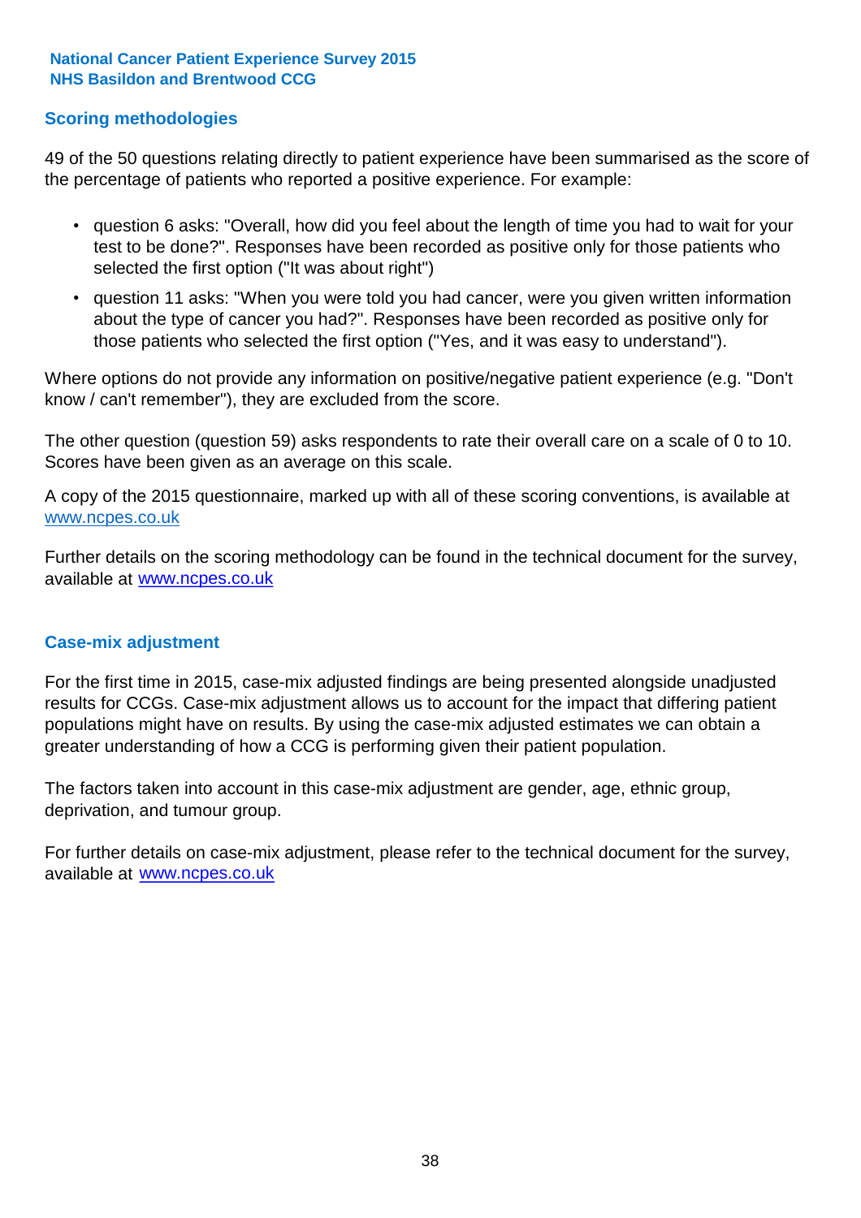## Scoring methodologies

49 of the 50 questions relating directly to patient experience have been summarised as the score of the percentage of patients who reported a positive experience. For example:

- question 6 asks: "Overall, how did you feel about the length of time you had to wait for your test to be done?". Responses have been recorded as positive only for those patients who selected the first option ("It was about right")
- question 11 asks: "When you were told you had cancer, were you given written information about the type of cancer you had?". Responses have been recorded as positive only for those patients who selected the first option ("Yes, and it was easy to understand").

Where options do not provide any information on positive/negative patient experience (e.g. "Don't know / can't remember"), they are excluded from the score.

The other question (question 59) asks respondents to rate their overall care on a scale of 0 to 10. Scores have been given as an average on this scale.

A copy of the 2015 questionnaire, marked up with all of these scoring conventions, is available at www.ncpes.co.uk

Further details on the scoring methodology can be found in the technical document for the survey, available at www.ncpes.co.uk

## Case-mix adjustment

For the first time in 2015, case-mix adjusted findings are being presented alongside unadjusted results for CCGs. Case-mix adjustment allows us to account for the impact that differing patient populations might have on results. By using the case-mix adjusted estimates we can obtain a greater understanding of how a CCG is performing given their patient population.

The factors taken into account in this case-mix adjustment are gender, age, ethnic group, deprivation, and tumour group.

For further details on case-mix adjustment, please refer to the technical document for the survey, available at www.ncpes.co.uk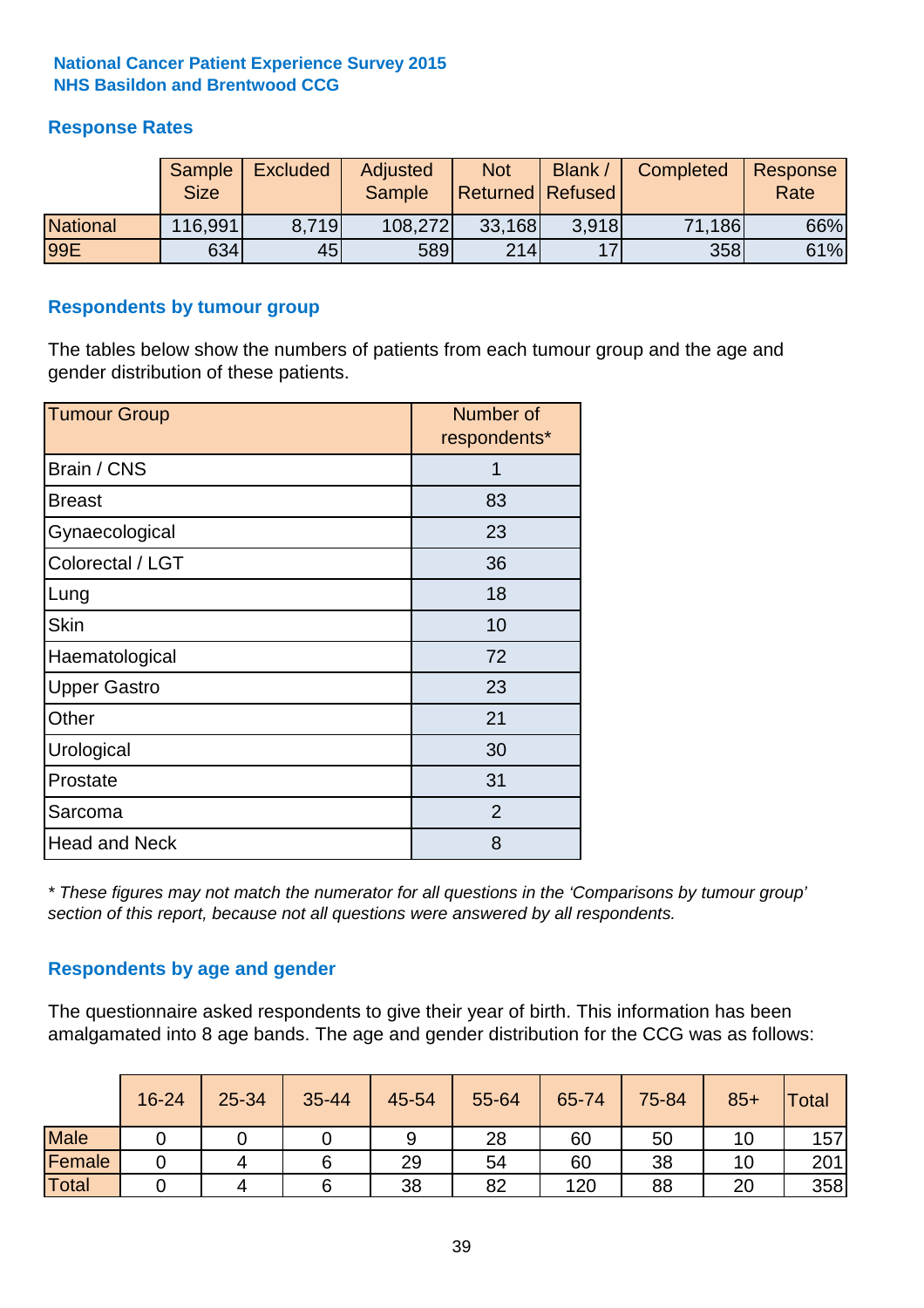**National Cancer Patient Experience Survey 2015**
**NHS Basildon and Brentwood CCG**

## Response Rates

| | Sample Size | Excluded | Adjusted Sample | Not Returned | Blank / Refused | Completed | Response Rate |
|---|---|---|---|---|---|---|---|
| National | 116,991 | 8,719 | 108,272 | 33,168 | 3,918 | 71,186 | 66% |
| 99E | 634 | 45 | 589 | 214 | 17 | 358 | 61% |

## Respondents by tumour group

The tables below show the numbers of patients from each tumour group and the age and gender distribution of these patients.

| Tumour Group | Number of respondents* |
|---|---|
| Brain / CNS | 1 |
| Breast | 83 |
| Gynaecological | 23 |
| Colorectal / LGT | 36 |
| Lung | 18 |
| Skin | 10 |
| Haematological | 72 |
| Upper Gastro | 23 |
| Other | 21 |
| Urological | 30 |
| Prostate | 31 |
| Sarcoma | 2 |
| Head and Neck | 8 |

*\* These figures may not match the numerator for all questions in the 'Comparisons by tumour group' section of this report, because not all questions were answered by all respondents.*

## Respondents by age and gender

The questionnaire asked respondents to give their year of birth. This information has been amalgamated into 8 age bands. The age and gender distribution for the CCG was as follows:

| | 16-24 | 25-34 | 35-44 | 45-54 | 55-64 | 65-74 | 75-84 | 85+ | Total |
|---|---|---|---|---|---|---|---|---|---|
| Male | 0 | 0 | 0 | 9 | 28 | 60 | 50 | 10 | 157 |
| Female | 0 | 4 | 6 | 29 | 54 | 60 | 38 | 10 | 201 |
| Total | 0 | 4 | 6 | 38 | 82 | 120 | 88 | 20 | 358 |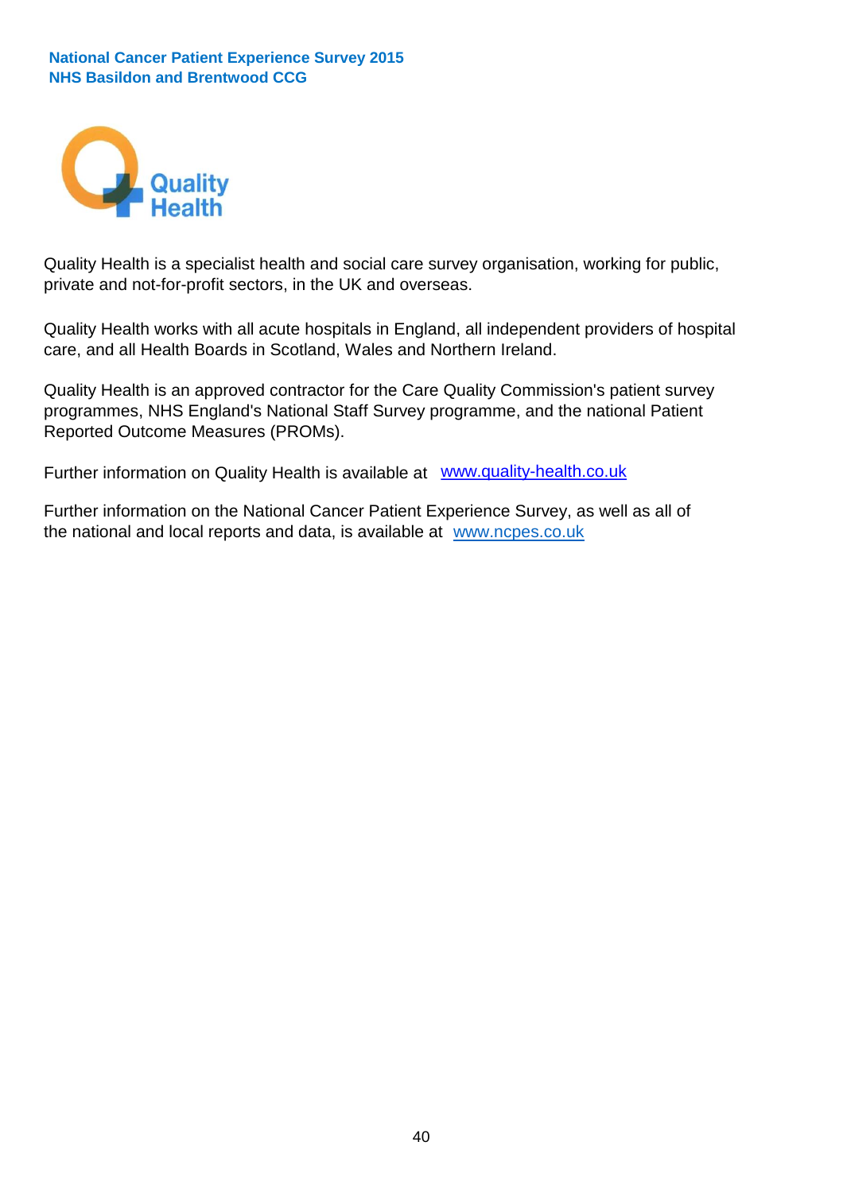Quality Health is a specialist health and social care survey organisation, working for public, private and not-for-profit sectors, in the UK and overseas.

Quality Health works with all acute hospitals in England, all independent providers of hospital care, and all Health Boards in Scotland, Wales and Northern Ireland.

Quality Health is an approved contractor for the Care Quality Commission's patient survey programmes, NHS England's National Staff Survey programme, and the national Patient Reported Outcome Measures (PROMs).

Further information on Quality Health is available at www.quality-health.co.uk

Further information on the National Cancer Patient Experience Survey, as well as all of the national and local reports and data, is available at www.ncpes.co.uk